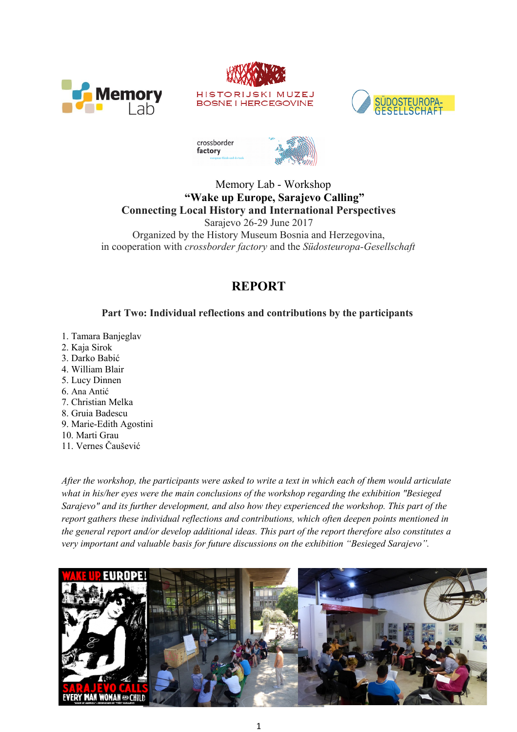Memory Lab - Workshop

**"Wake up Europe, Sarajevo Calling"**

**Connecting Local History and International Perspectives**

Sarajevo 26-29 June 2017

Organized by the History Museum Bosnia and Herzegovina,

in cooperation with *crossborder factory* and the *Südosteuropa-Gesellschaft*

# REPORT

### Part Two: Individual reflections and contributions by the participants

1. Tamara Banjeglav
2. Kaja Sirok
3. Darko Babić
4. William Blair
5. Lucy Dinnen
6. Ana Antić
7. Christian Melka
8. Gruia Badescu
9. Marie-Edith Agostini
10. Marti Grau
11. Vernes Čaušević

*After the workshop, the participants were asked to write a text in which each of them would articulate what in his/her eyes were the main conclusions of the workshop regarding the exhibition "Besieged Sarajevo" and its further development, and also how they experienced the workshop. This part of the report gathers these individual reflections and contributions, which often deepen points mentioned in the general report and/or develop additional ideas. This part of the report therefore also constitutes a very important and valuable basis for future discussions on the exhibition "Besieged Sarajevo".*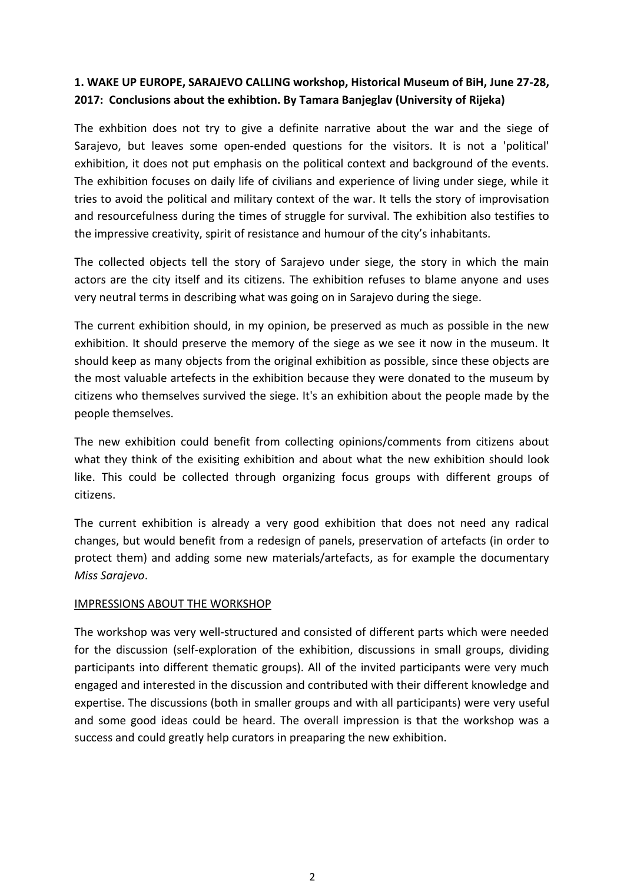**1. WAKE UP EUROPE, SARAJEVO CALLING workshop, Historical Museum of BiH, June 27-28, 2017: Conclusions about the exhibtion. By Tamara Banjeglav (University of Rijeka)**

The exhbition does not try to give a definite narrative about the war and the siege of Sarajevo, but leaves some open-ended questions for the visitors. It is not a 'political' exhibition, it does not put emphasis on the political context and background of the events. The exhibition focuses on daily life of civilians and experience of living under siege, while it tries to avoid the political and military context of the war. It tells the story of improvisation and resourcefulness during the times of struggle for survival. The exhibition also testifies to the impressive creativity, spirit of resistance and humour of the city's inhabitants.

The collected objects tell the story of Sarajevo under siege, the story in which the main actors are the city itself and its citizens. The exhibition refuses to blame anyone and uses very neutral terms in describing what was going on in Sarajevo during the siege.

The current exhibition should, in my opinion, be preserved as much as possible in the new exhibition. It should preserve the memory of the siege as we see it now in the museum. It should keep as many objects from the original exhibition as possible, since these objects are the most valuable artefects in the exhibition because they were donated to the museum by citizens who themselves survived the siege. It's an exhibition about the people made by the people themselves.

The new exhibition could benefit from collecting opinions/comments from citizens about what they think of the exisiting exhibition and about what the new exhibition should look like. This could be collected through organizing focus groups with different groups of citizens.

The current exhibition is already a very good exhibition that does not need any radical changes, but would benefit from a redesign of panels, preservation of artefacts (in order to protect them) and adding some new materials/artefacts, as for example the documentary *Miss Sarajevo*.

IMPRESSIONS ABOUT THE WORKSHOP

The workshop was very well-structured and consisted of different parts which were needed for the discussion (self-exploration of the exhibition, discussions in small groups, dividing participants into different thematic groups). All of the invited participants were very much engaged and interested in the discussion and contributed with their different knowledge and expertise. The discussions (both in smaller groups and with all participants) were very useful and some good ideas could be heard. The overall impression is that the workshop was a success and could greatly help curators in preaparing the new exhibition.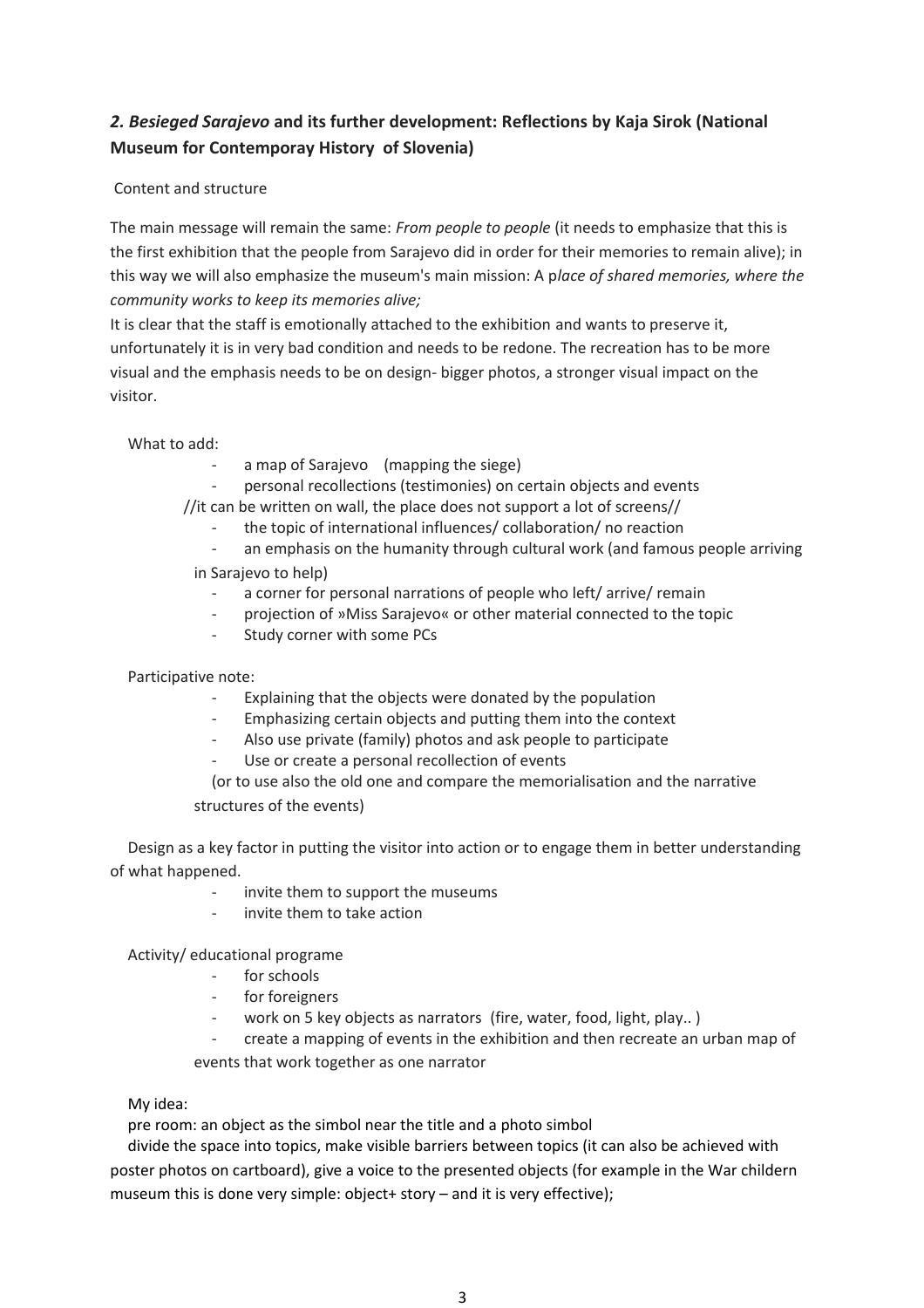## *2. Besieged Sarajevo* and its further development: Reflections by Kaja Sirok (National Museum for Contemporay History of Slovenia)

Content and structure

The main message will remain the same: *From people to people* (it needs to emphasize that this is the first exhibition that the people from Sarajevo did in order for their memories to remain alive); in this way we will also emphasize the museum's main mission: A p*lace of shared memories, where the community works to keep its memories alive;*

It is clear that the staff is emotionally attached to the exhibition and wants to preserve it, unfortunately it is in very bad condition and needs to be redone. The recreation has to be more visual and the emphasis needs to be on design- bigger photos, a stronger visual impact on the visitor.

What to add:

- a map of Sarajevo (mapping the siege)
- personal recollections (testimonies) on certain objects and events

//it can be written on wall, the place does not support a lot of screens//

- the topic of international influences/ collaboration/ no reaction
- an emphasis on the humanity through cultural work (and famous people arriving in Sarajevo to help)
- a corner for personal narrations of people who left/ arrive/ remain
- projection of »Miss Sarajevo« or other material connected to the topic
- Study corner with some PCs

Participative note:

- Explaining that the objects were donated by the population
- Emphasizing certain objects and putting them into the context
- Also use private (family) photos and ask people to participate
- Use or create a personal recollection of events

(or to use also the old one and compare the memorialisation and the narrative structures of the events)

Design as a key factor in putting the visitor into action or to engage them in better understanding of what happened.

- invite them to support the museums
- invite them to take action

Activity/ educational programe

- for schools
- for foreigners
- work on 5 key objects as narrators (fire, water, food, light, play.. )
- create a mapping of events in the exhibition and then recreate an urban map of events that work together as one narrator

My idea:

pre room: an object as the simbol near the title and a photo simbol

divide the space into topics, make visible barriers between topics (it can also be achieved with poster photos on cartboard), give a voice to the presented objects (for example in the War childern museum this is done very simple: object+ story – and it is very effective);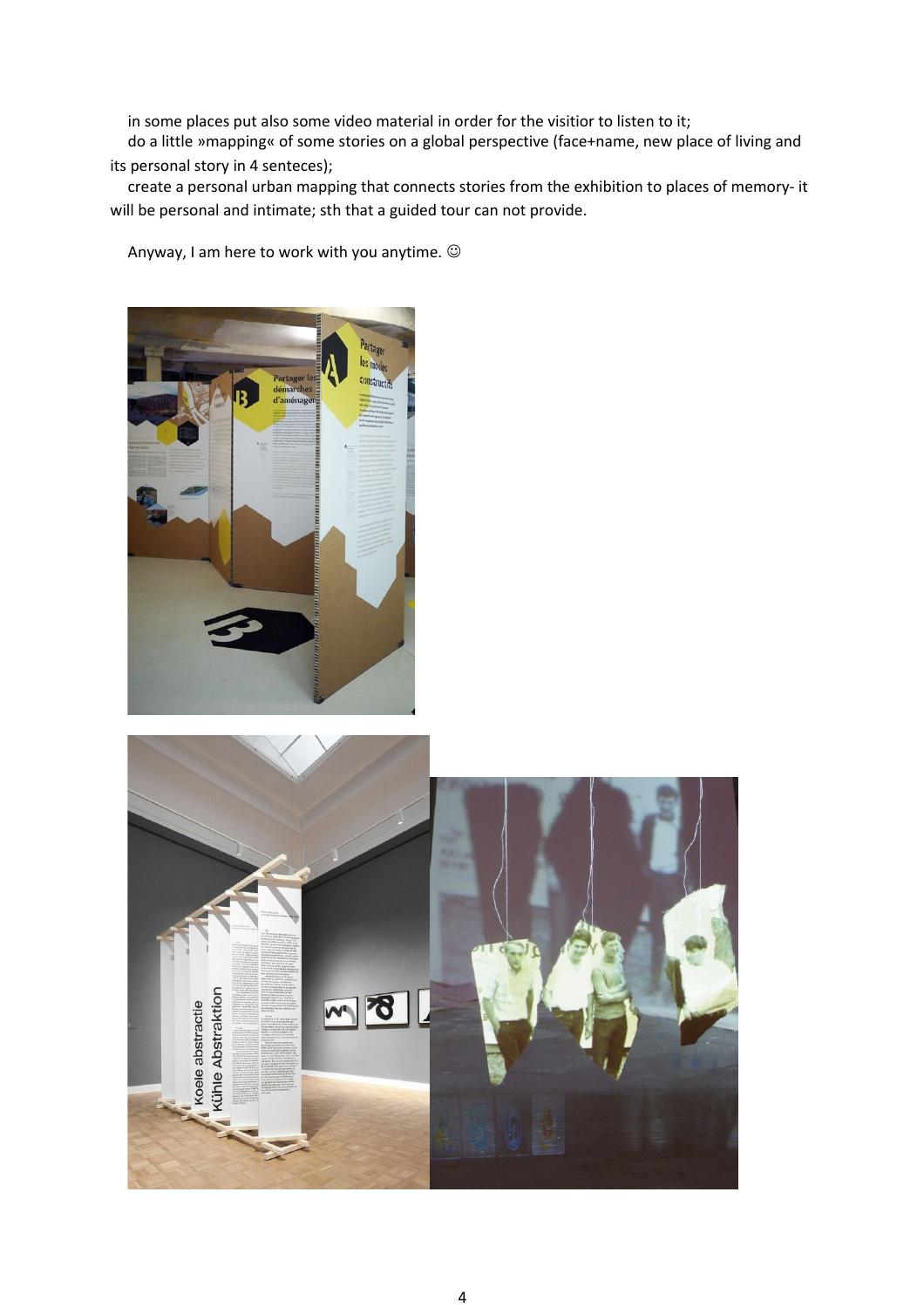in some places put also some video material in order for the visitior to listen to it;

do a little »mapping« of some stories on a global perspective (face+name, new place of living and its personal story in 4 senteces);

create a personal urban mapping that connects stories from the exhibition to places of memory- it will be personal and intimate; sth that a guided tour can not provide.

Anyway, I am here to work with you anytime. ☺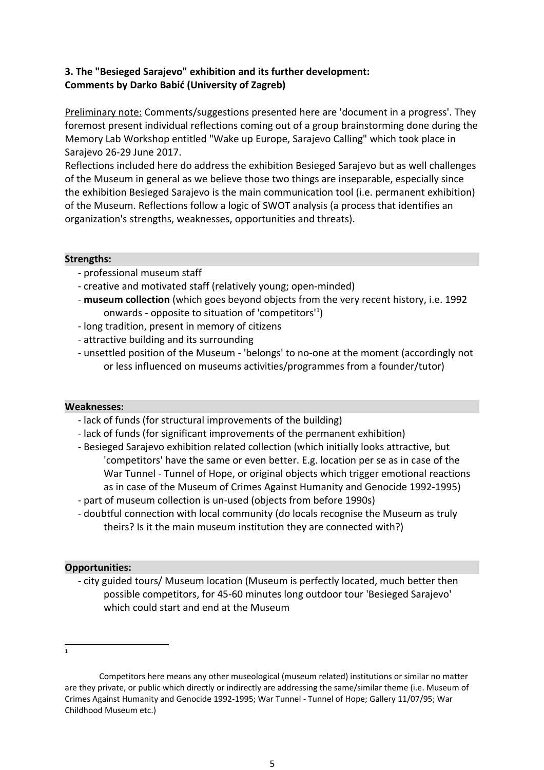**3. The "Besieged Sarajevo" exhibition and its further development: Comments by Darko Babić (University of Zagreb)**

Preliminary note: Comments/suggestions presented here are 'document in a progress'. They foremost present individual reflections coming out of a group brainstorming done during the Memory Lab Workshop entitled "Wake up Europe, Sarajevo Calling" which took place in Sarajevo 26-29 June 2017.

Reflections included here do address the exhibition Besieged Sarajevo but as well challenges of the Museum in general as we believe those two things are inseparable, especially since the exhibition Besieged Sarajevo is the main communication tool (i.e. permanent exhibition) of the Museum. Reflections follow a logic of SWOT analysis (a process that identifies an organization's strengths, weaknesses, opportunities and threats).

**Strengths:**

- professional museum staff
- creative and motivated staff (relatively young; open-minded)
- **museum collection** (which goes beyond objects from the very recent history, i.e. 1992 onwards - opposite to situation of 'competitors'[1])
- long tradition, present in memory of citizens
- attractive building and its surrounding
- unsettled position of the Museum - 'belongs' to no-one at the moment (accordingly not or less influenced on museums activities/programmes from a founder/tutor)

**Weaknesses:**

- lack of funds (for structural improvements of the building)
- lack of funds (for significant improvements of the permanent exhibition)
- Besieged Sarajevo exhibition related collection (which initially looks attractive, but 'competitors' have the same or even better. E.g. location per se as in case of the War Tunnel - Tunnel of Hope, or original objects which trigger emotional reactions as in case of the Museum of Crimes Against Humanity and Genocide 1992-1995)
- part of museum collection is un-used (objects from before 1990s)
- doubtful connection with local community (do locals recognise the Museum as truly theirs? Is it the main museum institution they are connected with?)

**Opportunities:**

- city guided tours/ Museum location (Museum is perfectly located, much better then possible competitors, for 45-60 minutes long outdoor tour 'Besieged Sarajevo' which could start and end at the Museum

[1] Competitors here means any other museological (museum related) institutions or similar no matter are they private, or public which directly or indirectly are addressing the same/similar theme (i.e. Museum of Crimes Against Humanity and Genocide 1992-1995; War Tunnel - Tunnel of Hope; Gallery 11/07/95; War Childhood Museum etc.)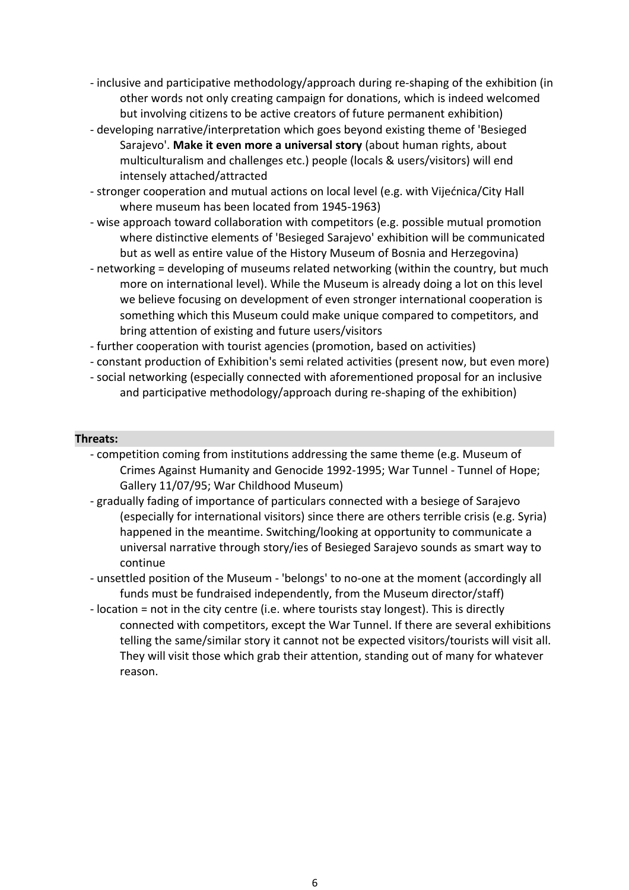- inclusive and participative methodology/approach during re-shaping of the exhibition (in other words not only creating campaign for donations, which is indeed welcomed but involving citizens to be active creators of future permanent exhibition)
- developing narrative/interpretation which goes beyond existing theme of 'Besieged Sarajevo'. **Make it even more a universal story** (about human rights, about multiculturalism and challenges etc.) people (locals & users/visitors) will end intensely attached/attracted
- stronger cooperation and mutual actions on local level (e.g. with Vijećnica/City Hall where museum has been located from 1945-1963)
- wise approach toward collaboration with competitors (e.g. possible mutual promotion where distinctive elements of 'Besieged Sarajevo' exhibition will be communicated but as well as entire value of the History Museum of Bosnia and Herzegovina)
- networking = developing of museums related networking (within the country, but much more on international level). While the Museum is already doing a lot on this level we believe focusing on development of even stronger international cooperation is something which this Museum could make unique compared to competitors, and bring attention of existing and future users/visitors
- further cooperation with tourist agencies (promotion, based on activities)
- constant production of Exhibition's semi related activities (present now, but even more)
- social networking (especially connected with aforementioned proposal for an inclusive and participative methodology/approach during re-shaping of the exhibition)

**Threats:**

- competition coming from institutions addressing the same theme (e.g. Museum of Crimes Against Humanity and Genocide 1992-1995; War Tunnel - Tunnel of Hope; Gallery 11/07/95; War Childhood Museum)
- gradually fading of importance of particulars connected with a besiege of Sarajevo (especially for international visitors) since there are others terrible crisis (e.g. Syria) happened in the meantime. Switching/looking at opportunity to communicate a universal narrative through story/ies of Besieged Sarajevo sounds as smart way to continue
- unsettled position of the Museum - 'belongs' to no-one at the moment (accordingly all funds must be fundraised independently, from the Museum director/staff)
- location = not in the city centre (i.e. where tourists stay longest). This is directly connected with competitors, except the War Tunnel. If there are several exhibitions telling the same/similar story it cannot not be expected visitors/tourists will visit all. They will visit those which grab their attention, standing out of many for whatever reason.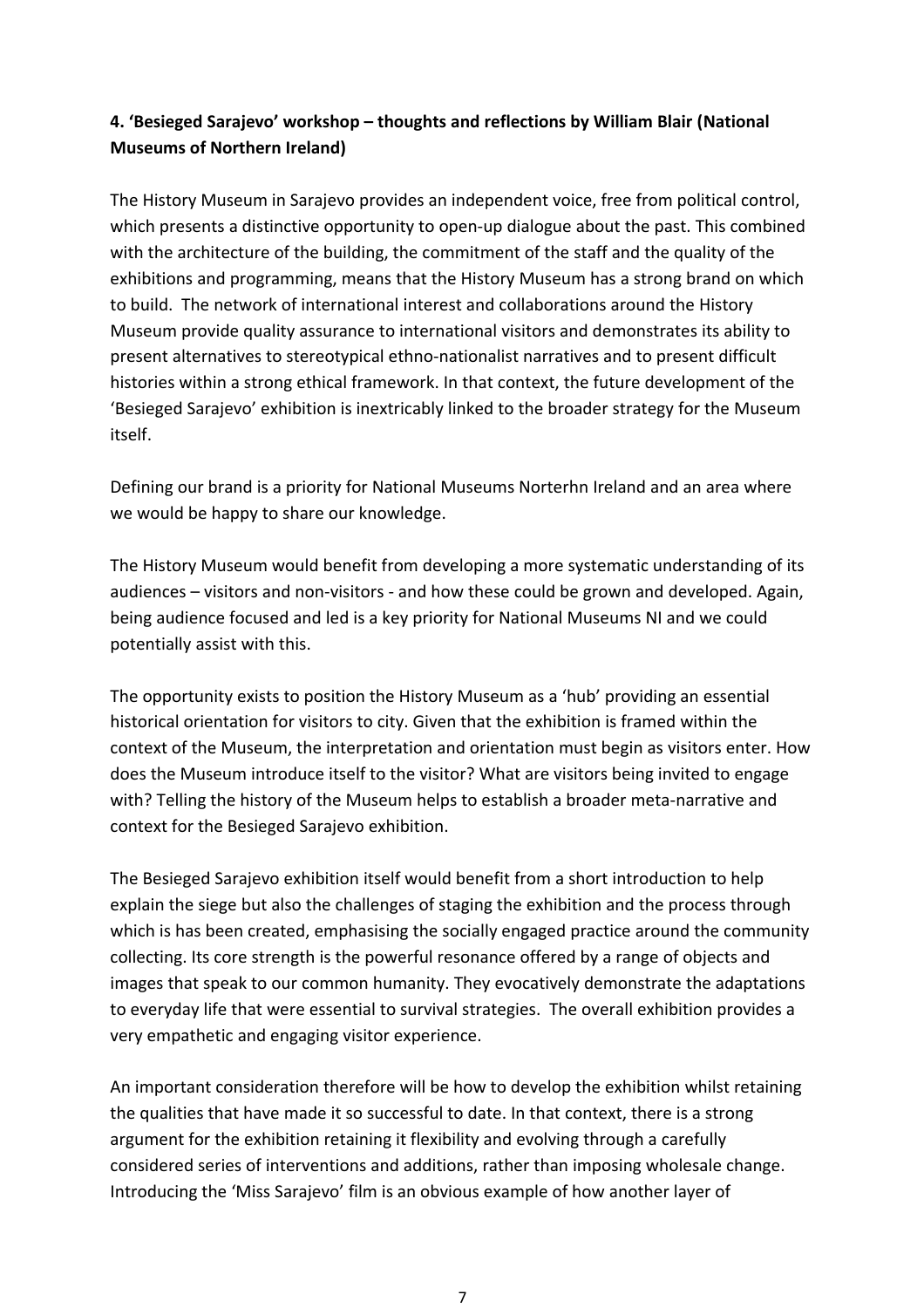### 4. 'Besieged Sarajevo' workshop – thoughts and reflections by William Blair (National Museums of Northern Ireland)

The History Museum in Sarajevo provides an independent voice, free from political control, which presents a distinctive opportunity to open-up dialogue about the past. This combined with the architecture of the building, the commitment of the staff and the quality of the exhibitions and programming, means that the History Museum has a strong brand on which to build. The network of international interest and collaborations around the History Museum provide quality assurance to international visitors and demonstrates its ability to present alternatives to stereotypical ethno-nationalist narratives and to present difficult histories within a strong ethical framework. In that context, the future development of the 'Besieged Sarajevo' exhibition is inextricably linked to the broader strategy for the Museum itself.

Defining our brand is a priority for National Museums Norterhn Ireland and an area where we would be happy to share our knowledge.

The History Museum would benefit from developing a more systematic understanding of its audiences – visitors and non-visitors - and how these could be grown and developed. Again, being audience focused and led is a key priority for National Museums NI and we could potentially assist with this.

The opportunity exists to position the History Museum as a 'hub' providing an essential historical orientation for visitors to city. Given that the exhibition is framed within the context of the Museum, the interpretation and orientation must begin as visitors enter. How does the Museum introduce itself to the visitor? What are visitors being invited to engage with? Telling the history of the Museum helps to establish a broader meta-narrative and context for the Besieged Sarajevo exhibition.

The Besieged Sarajevo exhibition itself would benefit from a short introduction to help explain the siege but also the challenges of staging the exhibition and the process through which is has been created, emphasising the socially engaged practice around the community collecting. Its core strength is the powerful resonance offered by a range of objects and images that speak to our common humanity. They evocatively demonstrate the adaptations to everyday life that were essential to survival strategies. The overall exhibition provides a very empathetic and engaging visitor experience.

An important consideration therefore will be how to develop the exhibition whilst retaining the qualities that have made it so successful to date. In that context, there is a strong argument for the exhibition retaining it flexibility and evolving through a carefully considered series of interventions and additions, rather than imposing wholesale change. Introducing the 'Miss Sarajevo' film is an obvious example of how another layer of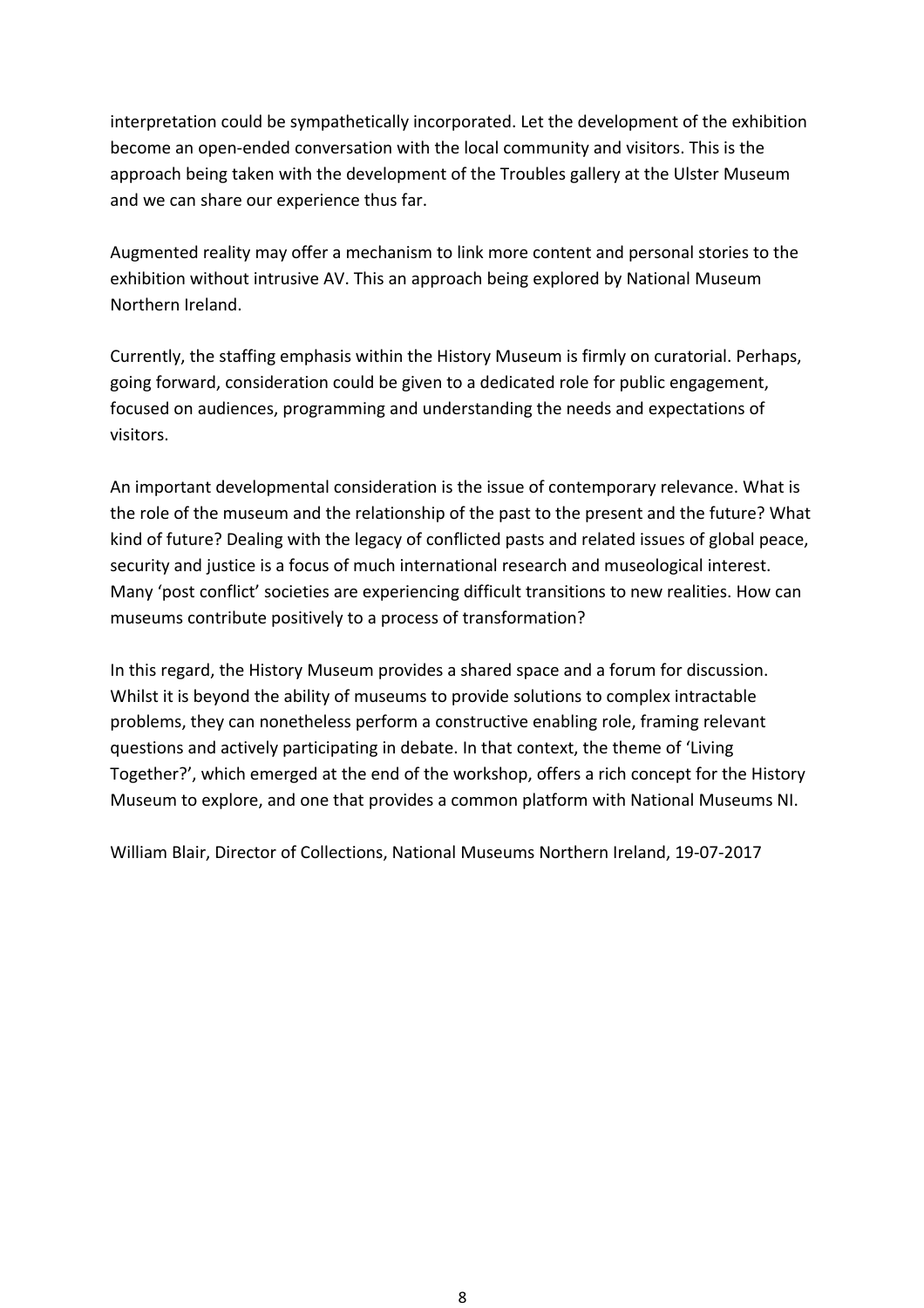interpretation could be sympathetically incorporated. Let the development of the exhibition become an open-ended conversation with the local community and visitors. This is the approach being taken with the development of the Troubles gallery at the Ulster Museum and we can share our experience thus far.

Augmented reality may offer a mechanism to link more content and personal stories to the exhibition without intrusive AV. This an approach being explored by National Museum Northern Ireland.

Currently, the staffing emphasis within the History Museum is firmly on curatorial. Perhaps, going forward, consideration could be given to a dedicated role for public engagement, focused on audiences, programming and understanding the needs and expectations of visitors.

An important developmental consideration is the issue of contemporary relevance. What is the role of the museum and the relationship of the past to the present and the future? What kind of future? Dealing with the legacy of conflicted pasts and related issues of global peace, security and justice is a focus of much international research and museological interest. Many 'post conflict' societies are experiencing difficult transitions to new realities. How can museums contribute positively to a process of transformation?

In this regard, the History Museum provides a shared space and a forum for discussion. Whilst it is beyond the ability of museums to provide solutions to complex intractable problems, they can nonetheless perform a constructive enabling role, framing relevant questions and actively participating in debate. In that context, the theme of 'Living Together?', which emerged at the end of the workshop, offers a rich concept for the History Museum to explore, and one that provides a common platform with National Museums NI.

William Blair, Director of Collections, National Museums Northern Ireland, 19-07-2017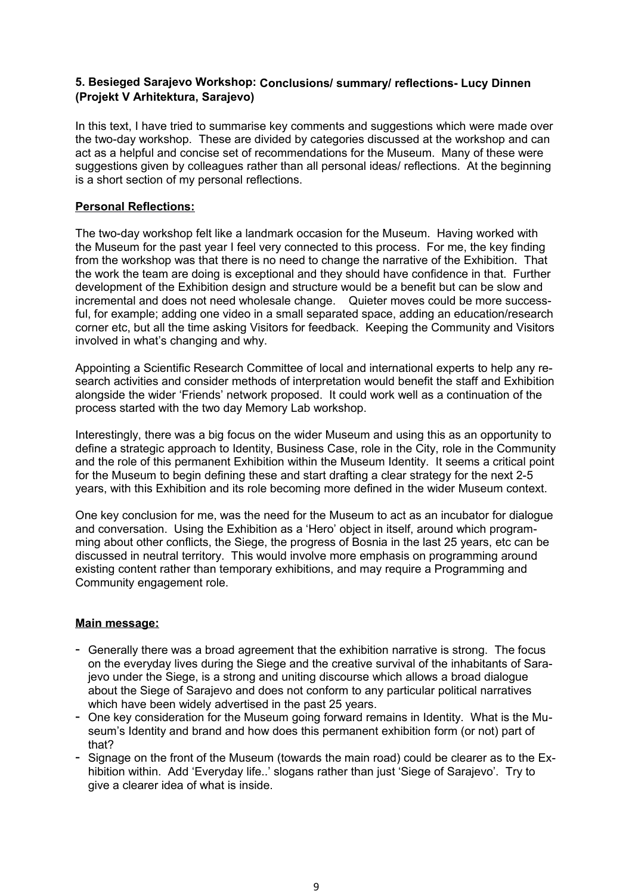## 5. Besieged Sarajevo Workshop: Conclusions/ summary/ reflections- Lucy Dinnen (Projekt V Arhitektura, Sarajevo)

In this text, I have tried to summarise key comments and suggestions which were made over the two-day workshop. These are divided by categories discussed at the workshop and can act as a helpful and concise set of recommendations for the Museum. Many of these were suggestions given by colleagues rather than all personal ideas/ reflections. At the beginning is a short section of my personal reflections.

**Personal Reflections:**

The two-day workshop felt like a landmark occasion for the Museum. Having worked with the Museum for the past year I feel very connected to this process. For me, the key finding from the workshop was that there is no need to change the narrative of the Exhibition. That the work the team are doing is exceptional and they should have confidence in that. Further development of the Exhibition design and structure would be a benefit but can be slow and incremental and does not need wholesale change. Quieter moves could be more successful, for example; adding one video in a small separated space, adding an education/research corner etc, but all the time asking Visitors for feedback. Keeping the Community and Visitors involved in what's changing and why.

Appointing a Scientific Research Committee of local and international experts to help any research activities and consider methods of interpretation would benefit the staff and Exhibition alongside the wider 'Friends' network proposed. It could work well as a continuation of the process started with the two day Memory Lab workshop.

Interestingly, there was a big focus on the wider Museum and using this as an opportunity to define a strategic approach to Identity, Business Case, role in the City, role in the Community and the role of this permanent Exhibition within the Museum Identity. It seems a critical point for the Museum to begin defining these and start drafting a clear strategy for the next 2-5 years, with this Exhibition and its role becoming more defined in the wider Museum context.

One key conclusion for me, was the need for the Museum to act as an incubator for dialogue and conversation. Using the Exhibition as a 'Hero' object in itself, around which programming about other conflicts, the Siege, the progress of Bosnia in the last 25 years, etc can be discussed in neutral territory. This would involve more emphasis on programming around existing content rather than temporary exhibitions, and may require a Programming and Community engagement role.

**Main message:**

- Generally there was a broad agreement that the exhibition narrative is strong. The focus on the everyday lives during the Siege and the creative survival of the inhabitants of Sarajevo under the Siege, is a strong and uniting discourse which allows a broad dialogue about the Siege of Sarajevo and does not conform to any particular political narratives which have been widely advertised in the past 25 years.
- One key consideration for the Museum going forward remains in Identity. What is the Museum's Identity and brand and how does this permanent exhibition form (or not) part of that?
- Signage on the front of the Museum (towards the main road) could be clearer as to the Exhibition within. Add 'Everyday life..' slogans rather than just 'Siege of Sarajevo'. Try to give a clearer idea of what is inside.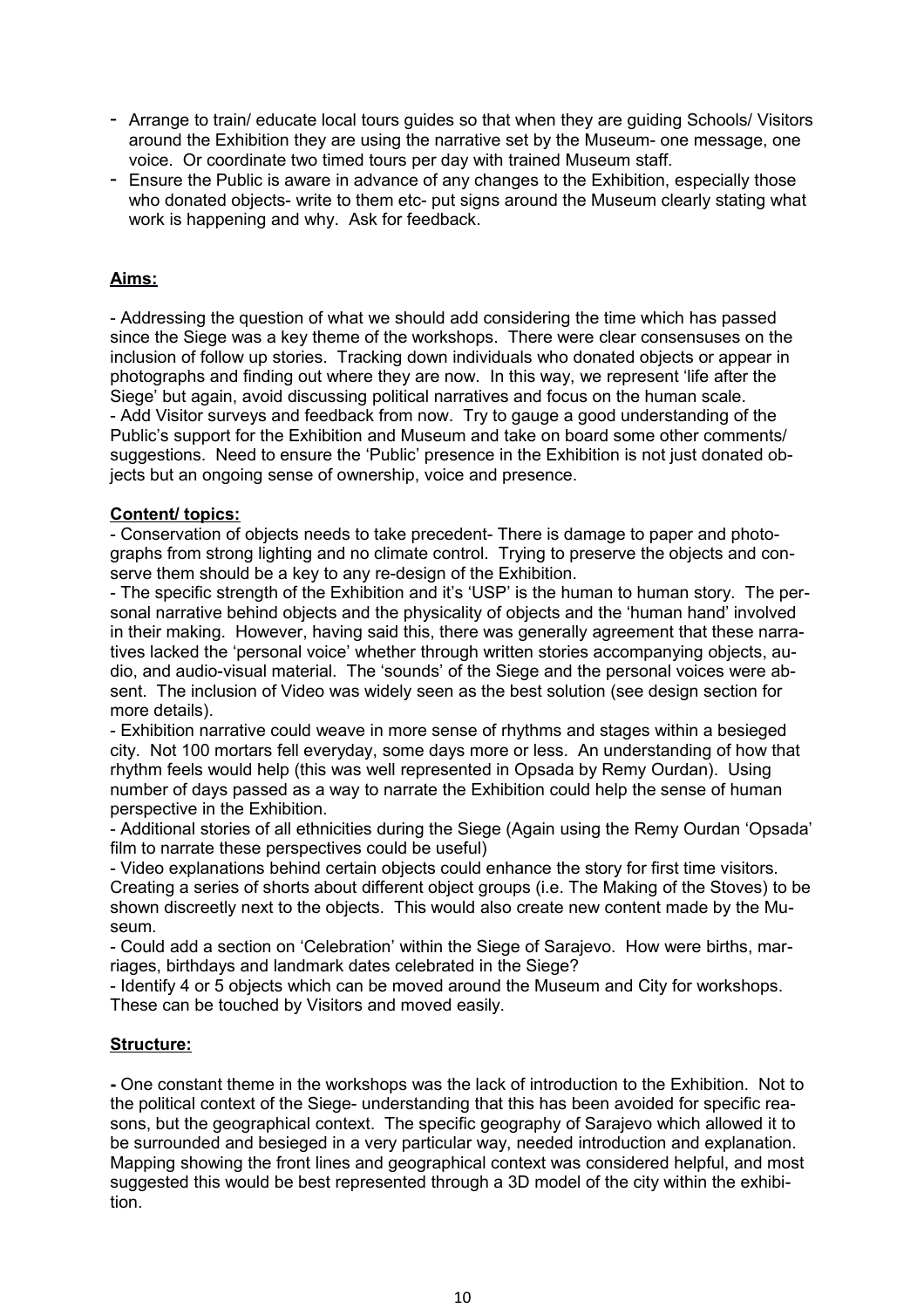- Arrange to train/ educate local tours guides so that when they are guiding Schools/ Visitors around the Exhibition they are using the narrative set by the Museum- one message, one voice. Or coordinate two timed tours per day with trained Museum staff.
- Ensure the Public is aware in advance of any changes to the Exhibition, especially those who donated objects- write to them etc- put signs around the Museum clearly stating what work is happening and why. Ask for feedback.

**Aims:**

- Addressing the question of what we should add considering the time which has passed since the Siege was a key theme of the workshops. There were clear consensuses on the inclusion of follow up stories. Tracking down individuals who donated objects or appear in photographs and finding out where they are now. In this way, we represent 'life after the Siege' but again, avoid discussing political narratives and focus on the human scale.
- Add Visitor surveys and feedback from now. Try to gauge a good understanding of the Public's support for the Exhibition and Museum and take on board some other comments/ suggestions. Need to ensure the 'Public' presence in the Exhibition is not just donated objects but an ongoing sense of ownership, voice and presence.

**Content/ topics:**

- Conservation of objects needs to take precedent- There is damage to paper and photographs from strong lighting and no climate control. Trying to preserve the objects and conserve them should be a key to any re-design of the Exhibition.
- The specific strength of the Exhibition and it's 'USP' is the human to human story. The personal narrative behind objects and the physicality of objects and the 'human hand' involved in their making. However, having said this, there was generally agreement that these narratives lacked the 'personal voice' whether through written stories accompanying objects, audio, and audio-visual material. The 'sounds' of the Siege and the personal voices were absent. The inclusion of Video was widely seen as the best solution (see design section for more details).
- Exhibition narrative could weave in more sense of rhythms and stages within a besieged city. Not 100 mortars fell everyday, some days more or less. An understanding of how that rhythm feels would help (this was well represented in Opsada by Remy Ourdan). Using number of days passed as a way to narrate the Exhibition could help the sense of human perspective in the Exhibition.
- Additional stories of all ethnicities during the Siege (Again using the Remy Ourdan 'Opsada' film to narrate these perspectives could be useful)
- Video explanations behind certain objects could enhance the story for first time visitors. Creating a series of shorts about different object groups (i.e. The Making of the Stoves) to be shown discreetly next to the objects. This would also create new content made by the Museum.
- Could add a section on 'Celebration' within the Siege of Sarajevo. How were births, marriages, birthdays and landmark dates celebrated in the Siege?
- Identify 4 or 5 objects which can be moved around the Museum and City for workshops. These can be touched by Visitors and moved easily.

**Structure:**

- One constant theme in the workshops was the lack of introduction to the Exhibition. Not to the political context of the Siege- understanding that this has been avoided for specific reasons, but the geographical context. The specific geography of Sarajevo which allowed it to be surrounded and besieged in a very particular way, needed introduction and explanation. Mapping showing the front lines and geographical context was considered helpful, and most suggested this would be best represented through a 3D model of the city within the exhibition.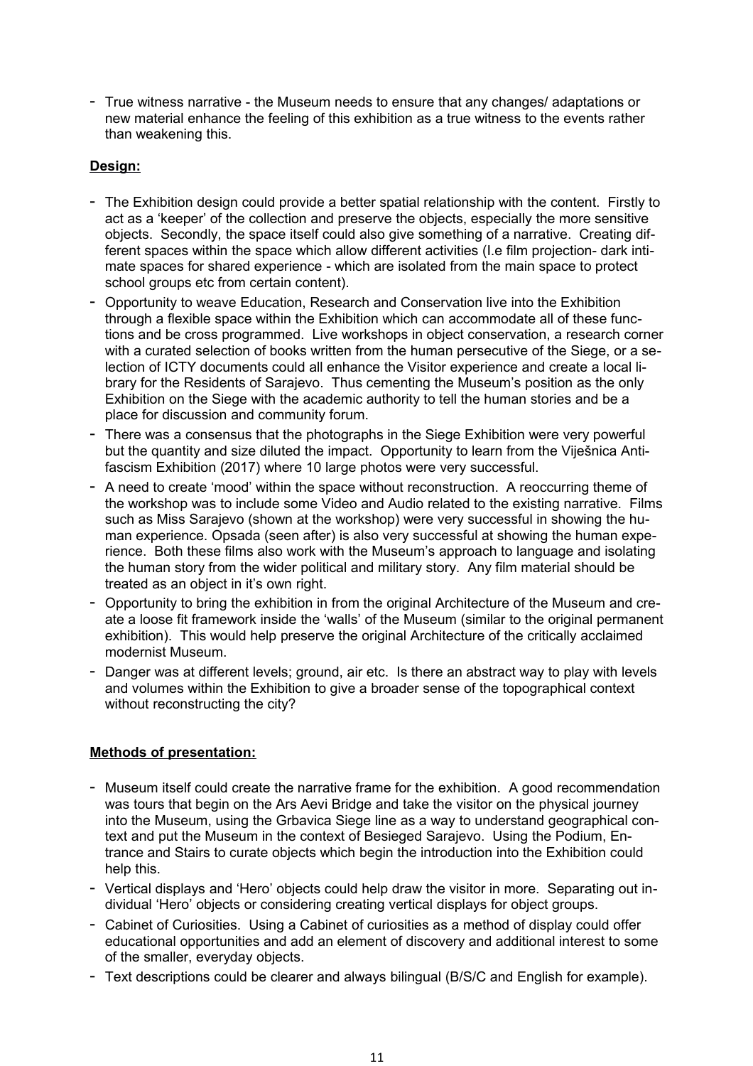- True witness narrative - the Museum needs to ensure that any changes/ adaptations or new material enhance the feeling of this exhibition as a true witness to the events rather than weakening this.

**Design:**

- The Exhibition design could provide a better spatial relationship with the content. Firstly to act as a 'keeper' of the collection and preserve the objects, especially the more sensitive objects. Secondly, the space itself could also give something of a narrative. Creating different spaces within the space which allow different activities (I.e film projection- dark intimate spaces for shared experience - which are isolated from the main space to protect school groups etc from certain content).
- Opportunity to weave Education, Research and Conservation live into the Exhibition through a flexible space within the Exhibition which can accommodate all of these functions and be cross programmed. Live workshops in object conservation, a research corner with a curated selection of books written from the human persecutive of the Siege, or a selection of ICTY documents could all enhance the Visitor experience and create a local library for the Residents of Sarajevo. Thus cementing the Museum's position as the only Exhibition on the Siege with the academic authority to tell the human stories and be a place for discussion and community forum.
- There was a consensus that the photographs in the Siege Exhibition were very powerful but the quantity and size diluted the impact. Opportunity to learn from the Viješnica Anti-fascism Exhibition (2017) where 10 large photos were very successful.
- A need to create 'mood' within the space without reconstruction. A reoccurring theme of the workshop was to include some Video and Audio related to the existing narrative. Films such as Miss Sarajevo (shown at the workshop) were very successful in showing the human experience. Opsada (seen after) is also very successful at showing the human experience. Both these films also work with the Museum's approach to language and isolating the human story from the wider political and military story. Any film material should be treated as an object in it's own right.
- Opportunity to bring the exhibition in from the original Architecture of the Museum and create a loose fit framework inside the 'walls' of the Museum (similar to the original permanent exhibition). This would help preserve the original Architecture of the critically acclaimed modernist Museum.
- Danger was at different levels; ground, air etc. Is there an abstract way to play with levels and volumes within the Exhibition to give a broader sense of the topographical context without reconstructing the city?

**Methods of presentation:**

- Museum itself could create the narrative frame for the exhibition. A good recommendation was tours that begin on the Ars Aevi Bridge and take the visitor on the physical journey into the Museum, using the Grbavica Siege line as a way to understand geographical context and put the Museum in the context of Besieged Sarajevo. Using the Podium, Entrance and Stairs to curate objects which begin the introduction into the Exhibition could help this.
- Vertical displays and 'Hero' objects could help draw the visitor in more. Separating out individual 'Hero' objects or considering creating vertical displays for object groups.
- Cabinet of Curiosities. Using a Cabinet of curiosities as a method of display could offer educational opportunities and add an element of discovery and additional interest to some of the smaller, everyday objects.
- Text descriptions could be clearer and always bilingual (B/S/C and English for example).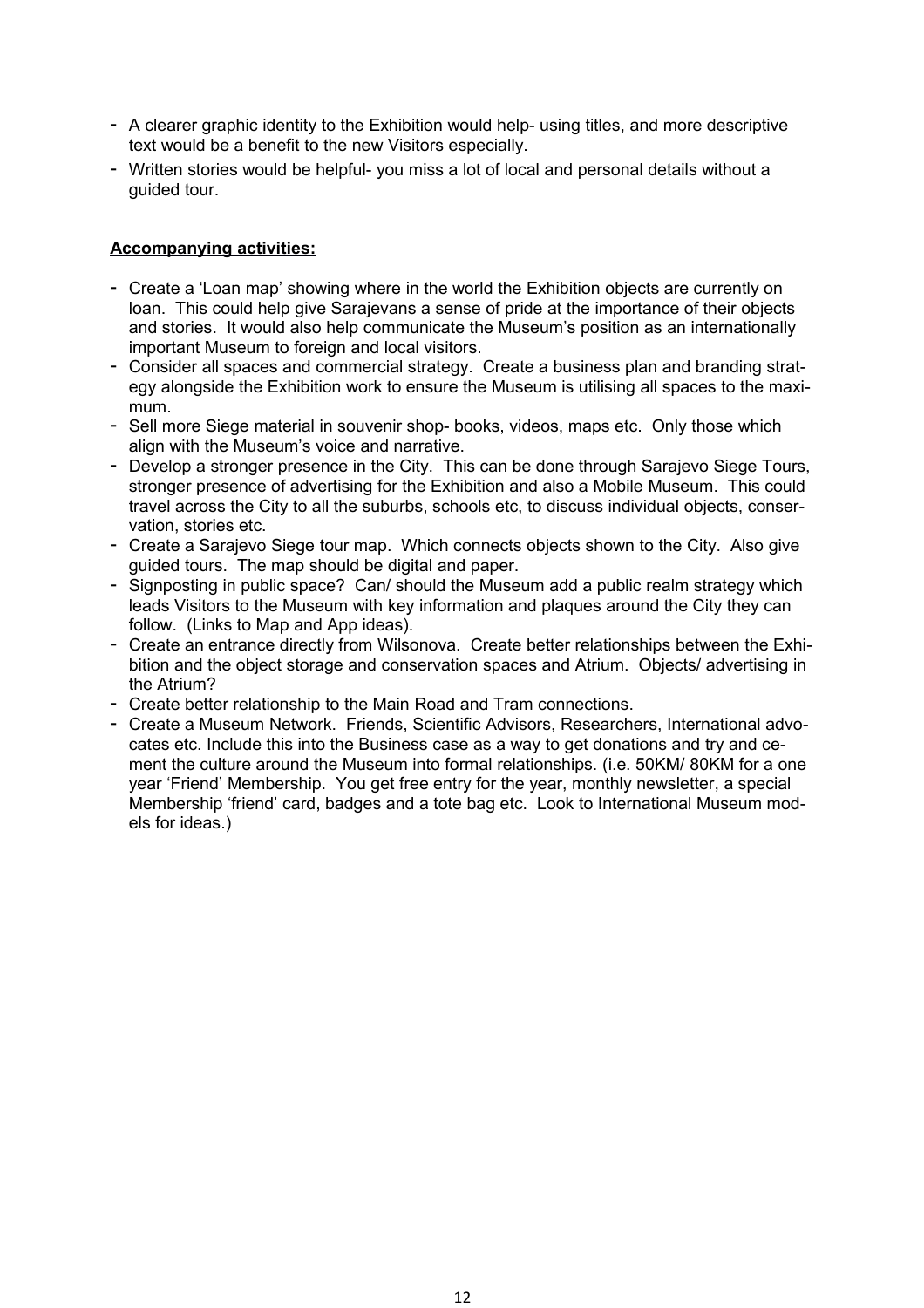- A clearer graphic identity to the Exhibition would help- using titles, and more descriptive text would be a benefit to the new Visitors especially.
- Written stories would be helpful- you miss a lot of local and personal details without a guided tour.

**Accompanying activities:**

- Create a 'Loan map' showing where in the world the Exhibition objects are currently on loan. This could help give Sarajevans a sense of pride at the importance of their objects and stories. It would also help communicate the Museum's position as an internationally important Museum to foreign and local visitors.
- Consider all spaces and commercial strategy. Create a business plan and branding strategy alongside the Exhibition work to ensure the Museum is utilising all spaces to the maximum.
- Sell more Siege material in souvenir shop- books, videos, maps etc. Only those which align with the Museum's voice and narrative.
- Develop a stronger presence in the City. This can be done through Sarajevo Siege Tours, stronger presence of advertising for the Exhibition and also a Mobile Museum. This could travel across the City to all the suburbs, schools etc, to discuss individual objects, conservation, stories etc.
- Create a Sarajevo Siege tour map. Which connects objects shown to the City. Also give guided tours. The map should be digital and paper.
- Signposting in public space? Can/ should the Museum add a public realm strategy which leads Visitors to the Museum with key information and plaques around the City they can follow. (Links to Map and App ideas).
- Create an entrance directly from Wilsonova. Create better relationships between the Exhibition and the object storage and conservation spaces and Atrium. Objects/ advertising in the Atrium?
- Create better relationship to the Main Road and Tram connections.
- Create a Museum Network. Friends, Scientific Advisors, Researchers, International advocates etc. Include this into the Business case as a way to get donations and try and cement the culture around the Museum into formal relationships. (i.e. 50KM/ 80KM for a one year 'Friend' Membership. You get free entry for the year, monthly newsletter, a special Membership 'friend' card, badges and a tote bag etc. Look to International Museum models for ideas.)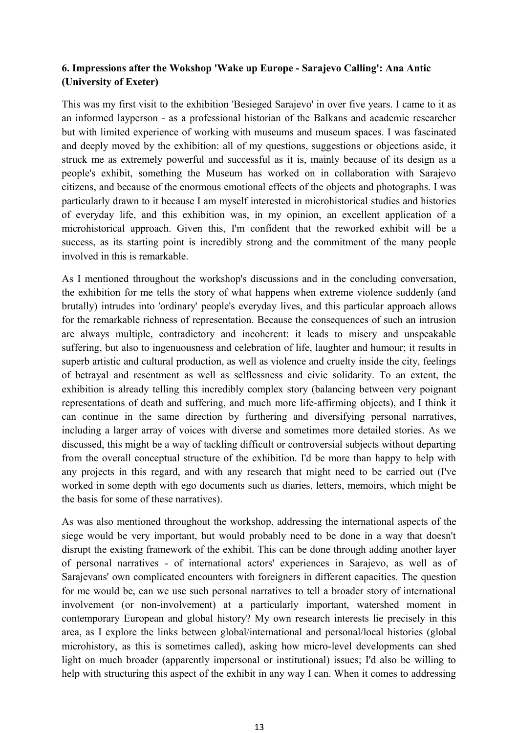### 6. Impressions after the Wokshop 'Wake up Europe - Sarajevo Calling': Ana Antic (University of Exeter)

This was my first visit to the exhibition 'Besieged Sarajevo' in over five years. I came to it as an informed layperson - as a professional historian of the Balkans and academic researcher but with limited experience of working with museums and museum spaces. I was fascinated and deeply moved by the exhibition: all of my questions, suggestions or objections aside, it struck me as extremely powerful and successful as it is, mainly because of its design as a people's exhibit, something the Museum has worked on in collaboration with Sarajevo citizens, and because of the enormous emotional effects of the objects and photographs. I was particularly drawn to it because I am myself interested in microhistorical studies and histories of everyday life, and this exhibition was, in my opinion, an excellent application of a microhistorical approach. Given this, I'm confident that the reworked exhibit will be a success, as its starting point is incredibly strong and the commitment of the many people involved in this is remarkable.

As I mentioned throughout the workshop's discussions and in the concluding conversation, the exhibition for me tells the story of what happens when extreme violence suddenly (and brutally) intrudes into 'ordinary' people's everyday lives, and this particular approach allows for the remarkable richness of representation. Because the consequences of such an intrusion are always multiple, contradictory and incoherent: it leads to misery and unspeakable suffering, but also to ingenuousness and celebration of life, laughter and humour; it results in superb artistic and cultural production, as well as violence and cruelty inside the city, feelings of betrayal and resentment as well as selflessness and civic solidarity. To an extent, the exhibition is already telling this incredibly complex story (balancing between very poignant representations of death and suffering, and much more life-affirming objects), and I think it can continue in the same direction by furthering and diversifying personal narratives, including a larger array of voices with diverse and sometimes more detailed stories. As we discussed, this might be a way of tackling difficult or controversial subjects without departing from the overall conceptual structure of the exhibition. I'd be more than happy to help with any projects in this regard, and with any research that might need to be carried out (I've worked in some depth with ego documents such as diaries, letters, memoirs, which might be the basis for some of these narratives).

As was also mentioned throughout the workshop, addressing the international aspects of the siege would be very important, but would probably need to be done in a way that doesn't disrupt the existing framework of the exhibit. This can be done through adding another layer of personal narratives - of international actors' experiences in Sarajevo, as well as of Sarajevans' own complicated encounters with foreigners in different capacities. The question for me would be, can we use such personal narratives to tell a broader story of international involvement (or non-involvement) at a particularly important, watershed moment in contemporary European and global history? My own research interests lie precisely in this area, as I explore the links between global/international and personal/local histories (global microhistory, as this is sometimes called), asking how micro-level developments can shed light on much broader (apparently impersonal or institutional) issues; I'd also be willing to help with structuring this aspect of the exhibit in any way I can. When it comes to addressing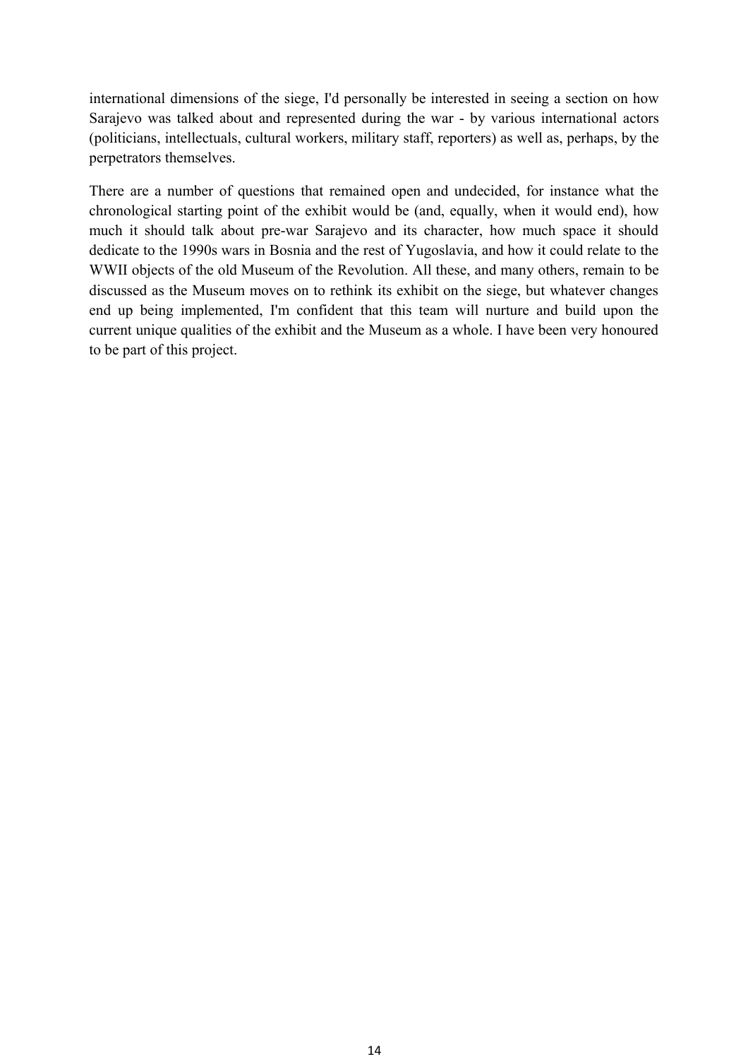international dimensions of the siege, I'd personally be interested in seeing a section on how Sarajevo was talked about and represented during the war - by various international actors (politicians, intellectuals, cultural workers, military staff, reporters) as well as, perhaps, by the perpetrators themselves.

There are a number of questions that remained open and undecided, for instance what the chronological starting point of the exhibit would be (and, equally, when it would end), how much it should talk about pre-war Sarajevo and its character, how much space it should dedicate to the 1990s wars in Bosnia and the rest of Yugoslavia, and how it could relate to the WWII objects of the old Museum of the Revolution. All these, and many others, remain to be discussed as the Museum moves on to rethink its exhibit on the siege, but whatever changes end up being implemented, I'm confident that this team will nurture and build upon the current unique qualities of the exhibit and the Museum as a whole. I have been very honoured to be part of this project.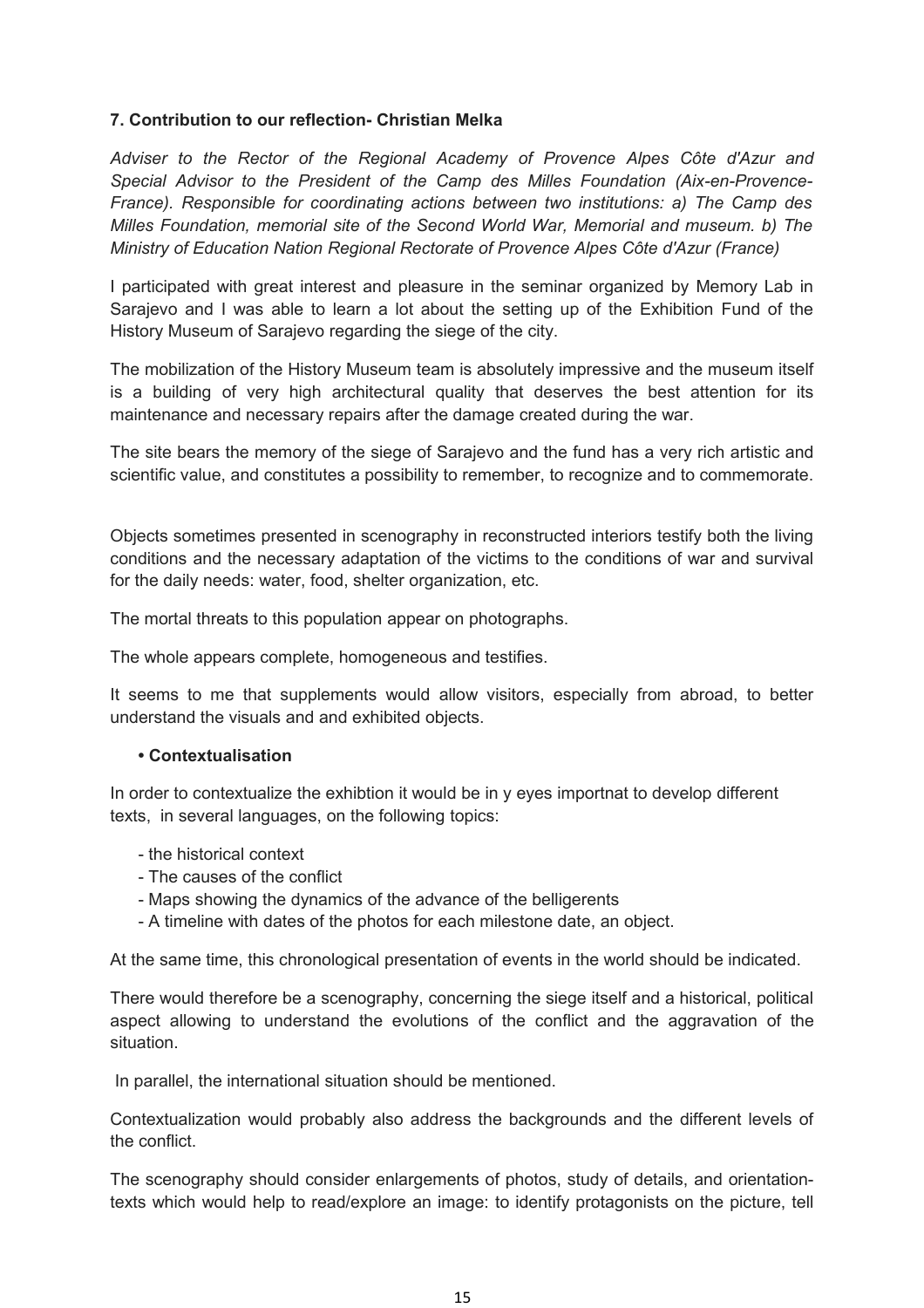### 7. Contribution to our reflection- Christian Melka

*Adviser to the Rector of the Regional Academy of Provence Alpes Côte d'Azur and Special Advisor to the President of the Camp des Milles Foundation (Aix-en-Provence-France). Responsible for coordinating actions between two institutions: a) The Camp des Milles Foundation, memorial site of the Second World War, Memorial and museum. b) The Ministry of Education Nation Regional Rectorate of Provence Alpes Côte d'Azur (France)*

I participated with great interest and pleasure in the seminar organized by Memory Lab in Sarajevo and I was able to learn a lot about the setting up of the Exhibition Fund of the History Museum of Sarajevo regarding the siege of the city.

The mobilization of the History Museum team is absolutely impressive and the museum itself is a building of very high architectural quality that deserves the best attention for its maintenance and necessary repairs after the damage created during the war.

The site bears the memory of the siege of Sarajevo and the fund has a very rich artistic and scientific value, and constitutes a possibility to remember, to recognize and to commemorate.

Objects sometimes presented in scenography in reconstructed interiors testify both the living conditions and the necessary adaptation of the victims to the conditions of war and survival for the daily needs: water, food, shelter organization, etc.

The mortal threats to this population appear on photographs.

The whole appears complete, homogeneous and testifies.

It seems to me that supplements would allow visitors, especially from abroad, to better understand the visuals and and exhibited objects.

- **Contextualisation**

In order to contextualize the exhibtion it would be in y eyes importnat to develop different texts, in several languages, on the following topics:

- the historical context
- The causes of the conflict
- Maps showing the dynamics of the advance of the belligerents
- A timeline with dates of the photos for each milestone date, an object.

At the same time, this chronological presentation of events in the world should be indicated.

There would therefore be a scenography, concerning the siege itself and a historical, political aspect allowing to understand the evolutions of the conflict and the aggravation of the situation.

In parallel, the international situation should be mentioned.

Contextualization would probably also address the backgrounds and the different levels of the conflict.

The scenography should consider enlargements of photos, study of details, and orientation-texts which would help to read/explore an image: to identify protagonists on the picture, tell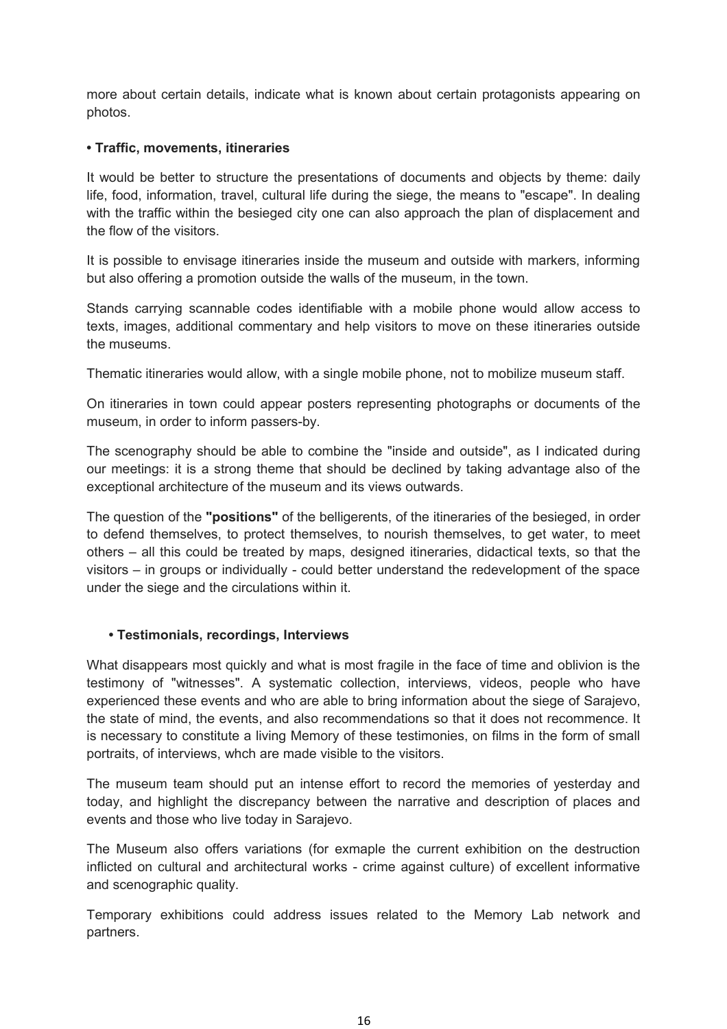more about certain details, indicate what is known about certain protagonists appearing on photos.

**• Traffic, movements, itineraries**

It would be better to structure the presentations of documents and objects by theme: daily life, food, information, travel, cultural life during the siege, the means to "escape". In dealing with the traffic within the besieged city one can also approach the plan of displacement and the flow of the visitors.

It is possible to envisage itineraries inside the museum and outside with markers, informing but also offering a promotion outside the walls of the museum, in the town.

Stands carrying scannable codes identifiable with a mobile phone would allow access to texts, images, additional commentary and help visitors to move on these itineraries outside the museums.

Thematic itineraries would allow, with a single mobile phone, not to mobilize museum staff.

On itineraries in town could appear posters representing photographs or documents of the museum, in order to inform passers-by.

The scenography should be able to combine the "inside and outside", as I indicated during our meetings: it is a strong theme that should be declined by taking advantage also of the exceptional architecture of the museum and its views outwards.

The question of the **"positions"** of the belligerents, of the itineraries of the besieged, in order to defend themselves, to protect themselves, to nourish themselves, to get water, to meet others – all this could be treated by maps, designed itineraries, didactical texts, so that the visitors – in groups or individually - could better understand the redevelopment of the space under the siege and the circulations within it.

**• Testimonials, recordings, Interviews**

What disappears most quickly and what is most fragile in the face of time and oblivion is the testimony of "witnesses". A systematic collection, interviews, videos, people who have experienced these events and who are able to bring information about the siege of Sarajevo, the state of mind, the events, and also recommendations so that it does not recommence. It is necessary to constitute a living Memory of these testimonies, on films in the form of small portraits, of interviews, whch are made visible to the visitors.

The museum team should put an intense effort to record the memories of yesterday and today, and highlight the discrepancy between the narrative and description of places and events and those who live today in Sarajevo.

The Museum also offers variations (for exmaple the current exhibition on the destruction inflicted on cultural and architectural works - crime against culture) of excellent informative and scenographic quality.

Temporary exhibitions could address issues related to the Memory Lab network and partners.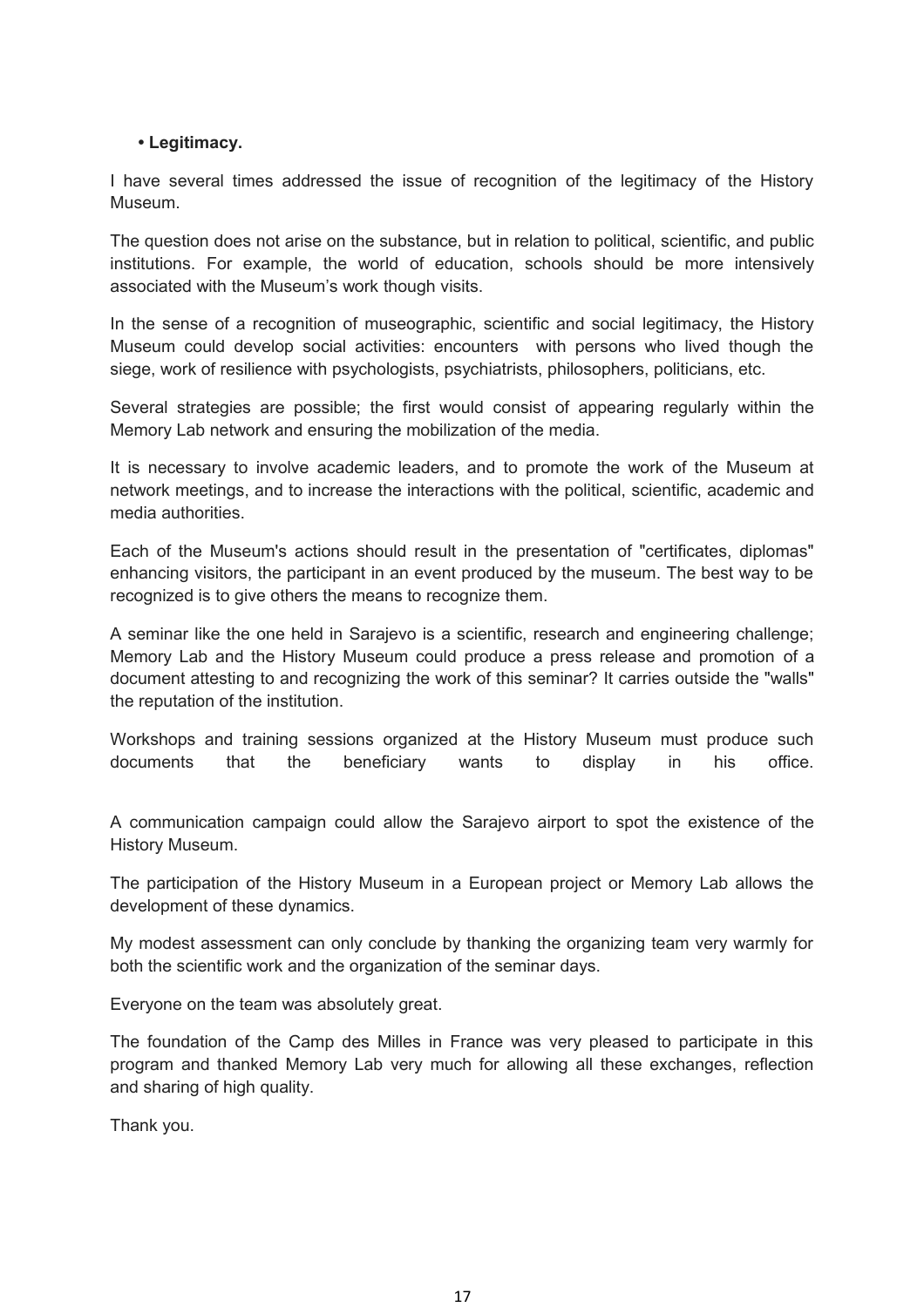- **Legitimacy.**

I have several times addressed the issue of recognition of the legitimacy of the History Museum.

The question does not arise on the substance, but in relation to political, scientific, and public institutions. For example, the world of education, schools should be more intensively associated with the Museum's work though visits.

In the sense of a recognition of museographic, scientific and social legitimacy, the History Museum could develop social activities: encounters with persons who lived though the siege, work of resilience with psychologists, psychiatrists, philosophers, politicians, etc.

Several strategies are possible; the first would consist of appearing regularly within the Memory Lab network and ensuring the mobilization of the media.

It is necessary to involve academic leaders, and to promote the work of the Museum at network meetings, and to increase the interactions with the political, scientific, academic and media authorities.

Each of the Museum's actions should result in the presentation of "certificates, diplomas" enhancing visitors, the participant in an event produced by the museum. The best way to be recognized is to give others the means to recognize them.

A seminar like the one held in Sarajevo is a scientific, research and engineering challenge; Memory Lab and the History Museum could produce a press release and promotion of a document attesting to and recognizing the work of this seminar? It carries outside the "walls" the reputation of the institution.

Workshops and training sessions organized at the History Museum must produce such documents that the beneficiary wants to display in his office.

A communication campaign could allow the Sarajevo airport to spot the existence of the History Museum.

The participation of the History Museum in a European project or Memory Lab allows the development of these dynamics.

My modest assessment can only conclude by thanking the organizing team very warmly for both the scientific work and the organization of the seminar days.

Everyone on the team was absolutely great.

The foundation of the Camp des Milles in France was very pleased to participate in this program and thanked Memory Lab very much for allowing all these exchanges, reflection and sharing of high quality.

Thank you.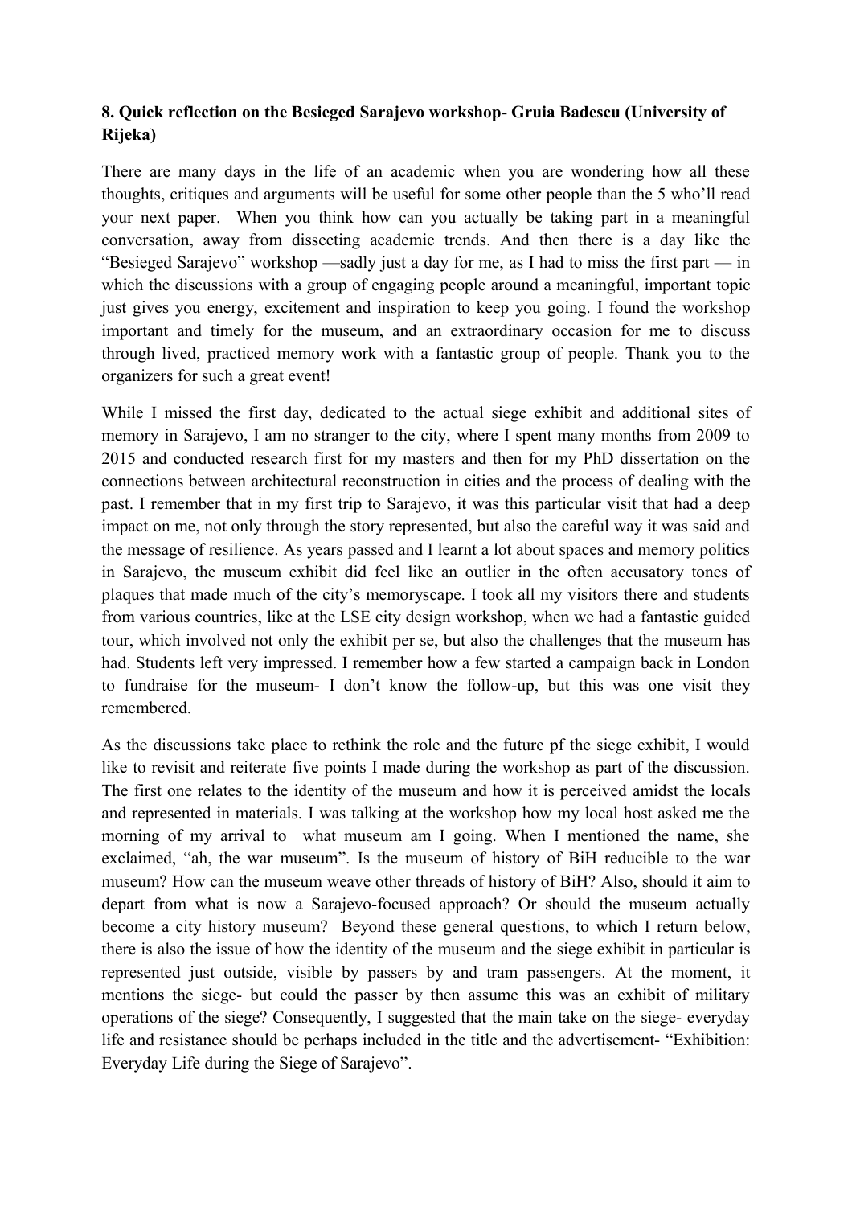**8. Quick reflection on the Besieged Sarajevo workshop- Gruia Badescu (University of Rijeka)**

There are many days in the life of an academic when you are wondering how all these thoughts, critiques and arguments will be useful for some other people than the 5 who'll read your next paper. When you think how can you actually be taking part in a meaningful conversation, away from dissecting academic trends. And then there is a day like the "Besieged Sarajevo" workshop —sadly just a day for me, as I had to miss the first part — in which the discussions with a group of engaging people around a meaningful, important topic just gives you energy, excitement and inspiration to keep you going. I found the workshop important and timely for the museum, and an extraordinary occasion for me to discuss through lived, practiced memory work with a fantastic group of people. Thank you to the organizers for such a great event!

While I missed the first day, dedicated to the actual siege exhibit and additional sites of memory in Sarajevo, I am no stranger to the city, where I spent many months from 2009 to 2015 and conducted research first for my masters and then for my PhD dissertation on the connections between architectural reconstruction in cities and the process of dealing with the past. I remember that in my first trip to Sarajevo, it was this particular visit that had a deep impact on me, not only through the story represented, but also the careful way it was said and the message of resilience. As years passed and I learnt a lot about spaces and memory politics in Sarajevo, the museum exhibit did feel like an outlier in the often accusatory tones of plaques that made much of the city's memoryscape. I took all my visitors there and students from various countries, like at the LSE city design workshop, when we had a fantastic guided tour, which involved not only the exhibit per se, but also the challenges that the museum has had. Students left very impressed. I remember how a few started a campaign back in London to fundraise for the museum- I don't know the follow-up, but this was one visit they remembered.

As the discussions take place to rethink the role and the future pf the siege exhibit, I would like to revisit and reiterate five points I made during the workshop as part of the discussion. The first one relates to the identity of the museum and how it is perceived amidst the locals and represented in materials. I was talking at the workshop how my local host asked me the morning of my arrival to what museum am I going. When I mentioned the name, she exclaimed, "ah, the war museum". Is the museum of history of BiH reducible to the war museum? How can the museum weave other threads of history of BiH? Also, should it aim to depart from what is now a Sarajevo-focused approach? Or should the museum actually become a city history museum? Beyond these general questions, to which I return below, there is also the issue of how the identity of the museum and the siege exhibit in particular is represented just outside, visible by passers by and tram passengers. At the moment, it mentions the siege- but could the passer by then assume this was an exhibit of military operations of the siege? Consequently, I suggested that the main take on the siege- everyday life and resistance should be perhaps included in the title and the advertisement- "Exhibition: Everyday Life during the Siege of Sarajevo".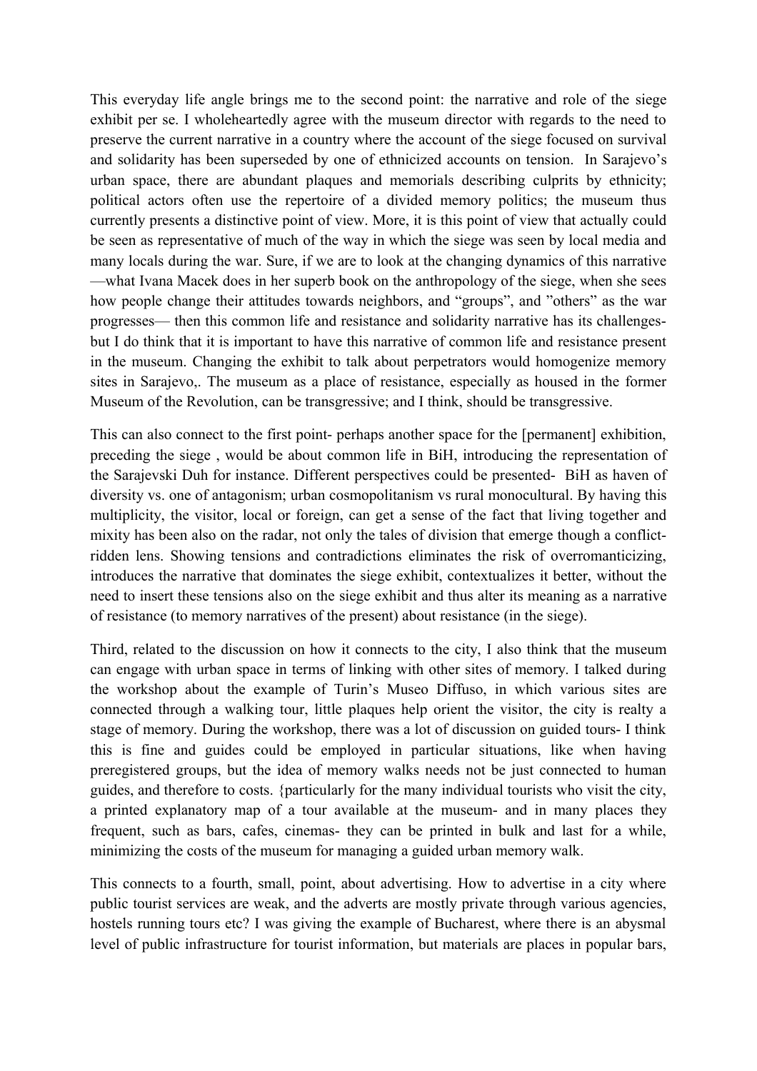This everyday life angle brings me to the second point: the narrative and role of the siege exhibit per se. I wholeheartedly agree with the museum director with regards to the need to preserve the current narrative in a country where the account of the siege focused on survival and solidarity has been superseded by one of ethnicized accounts on tension. In Sarajevo's urban space, there are abundant plaques and memorials describing culprits by ethnicity; political actors often use the repertoire of a divided memory politics; the museum thus currently presents a distinctive point of view. More, it is this point of view that actually could be seen as representative of much of the way in which the siege was seen by local media and many locals during the war. Sure, if we are to look at the changing dynamics of this narrative —what Ivana Macek does in her superb book on the anthropology of the siege, when she sees how people change their attitudes towards neighbors, and "groups", and "others" as the war progresses— then this common life and resistance and solidarity narrative has its challenges- but I do think that it is important to have this narrative of common life and resistance present in the museum. Changing the exhibit to talk about perpetrators would homogenize memory sites in Sarajevo,. The museum as a place of resistance, especially as housed in the former Museum of the Revolution, can be transgressive; and I think, should be transgressive.

This can also connect to the first point- perhaps another space for the [permanent] exhibition, preceding the siege , would be about common life in BiH, introducing the representation of the Sarajevski Duh for instance. Different perspectives could be presented- BiH as haven of diversity vs. one of antagonism; urban cosmopolitanism vs rural monocultural. By having this multiplicity, the visitor, local or foreign, can get a sense of the fact that living together and mixity has been also on the radar, not only the tales of division that emerge though a conflict-ridden lens. Showing tensions and contradictions eliminates the risk of overromanticizing, introduces the narrative that dominates the siege exhibit, contextualizes it better, without the need to insert these tensions also on the siege exhibit and thus alter its meaning as a narrative of resistance (to memory narratives of the present) about resistance (in the siege).

Third, related to the discussion on how it connects to the city, I also think that the museum can engage with urban space in terms of linking with other sites of memory. I talked during the workshop about the example of Turin's Museo Diffuso, in which various sites are connected through a walking tour, little plaques help orient the visitor, the city is realty a stage of memory. During the workshop, there was a lot of discussion on guided tours- I think this is fine and guides could be employed in particular situations, like when having preregistered groups, but the idea of memory walks needs not be just connected to human guides, and therefore to costs. {particularly for the many individual tourists who visit the city, a printed explanatory map of a tour available at the museum- and in many places they frequent, such as bars, cafes, cinemas- they can be printed in bulk and last for a while, minimizing the costs of the museum for managing a guided urban memory walk.

This connects to a fourth, small, point, about advertising. How to advertise in a city where public tourist services are weak, and the adverts are mostly private through various agencies, hostels running tours etc? I was giving the example of Bucharest, where there is an abysmal level of public infrastructure for tourist information, but materials are places in popular bars,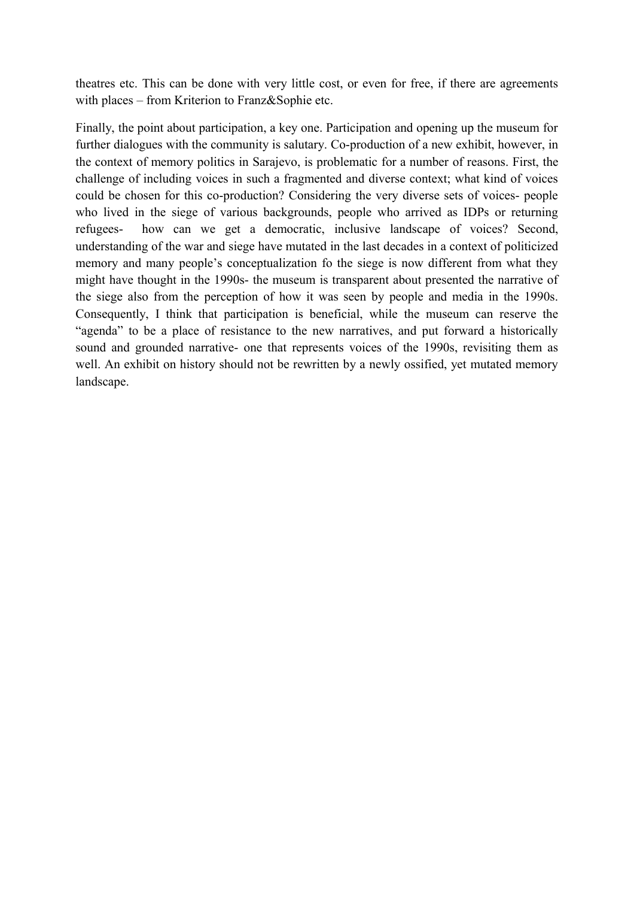theatres etc. This can be done with very little cost, or even for free, if there are agreements with places – from Kriterion to Franz&Sophie etc.

Finally, the point about participation, a key one. Participation and opening up the museum for further dialogues with the community is salutary. Co-production of a new exhibit, however, in the context of memory politics in Sarajevo, is problematic for a number of reasons. First, the challenge of including voices in such a fragmented and diverse context; what kind of voices could be chosen for this co-production? Considering the very diverse sets of voices- people who lived in the siege of various backgrounds, people who arrived as IDPs or returning refugees- how can we get a democratic, inclusive landscape of voices? Second, understanding of the war and siege have mutated in the last decades in a context of politicized memory and many people's conceptualization fo the siege is now different from what they might have thought in the 1990s- the museum is transparent about presented the narrative of the siege also from the perception of how it was seen by people and media in the 1990s. Consequently, I think that participation is beneficial, while the museum can reserve the "agenda" to be a place of resistance to the new narratives, and put forward a historically sound and grounded narrative- one that represents voices of the 1990s, revisiting them as well. An exhibit on history should not be rewritten by a newly ossified, yet mutated memory landscape.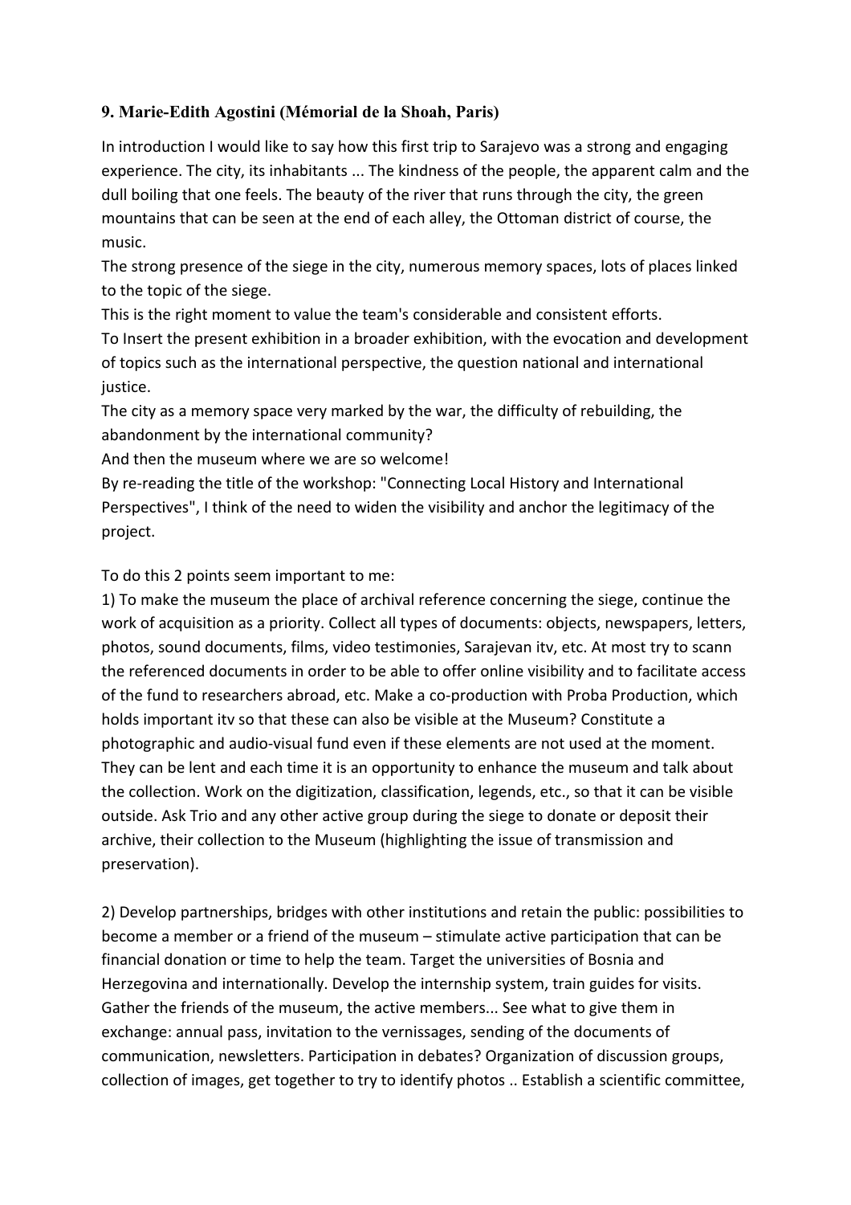### 9. Marie-Edith Agostini (Mémorial de la Shoah, Paris)

In introduction I would like to say how this first trip to Sarajevo was a strong and engaging experience. The city, its inhabitants ... The kindness of the people, the apparent calm and the dull boiling that one feels. The beauty of the river that runs through the city, the green mountains that can be seen at the end of each alley, the Ottoman district of course, the music.

The strong presence of the siege in the city, numerous memory spaces, lots of places linked to the topic of the siege.

This is the right moment to value the team's considerable and consistent efforts.

To Insert the present exhibition in a broader exhibition, with the evocation and development of topics such as the international perspective, the question national and international justice.

The city as a memory space very marked by the war, the difficulty of rebuilding, the abandonment by the international community?

And then the museum where we are so welcome!

By re-reading the title of the workshop: "Connecting Local History and International Perspectives", I think of the need to widen the visibility and anchor the legitimacy of the project.

To do this 2 points seem important to me:

1) To make the museum the place of archival reference concerning the siege, continue the work of acquisition as a priority. Collect all types of documents: objects, newspapers, letters, photos, sound documents, films, video testimonies, Sarajevan itv, etc. At most try to scann the referenced documents in order to be able to offer online visibility and to facilitate access of the fund to researchers abroad, etc. Make a co-production with Proba Production, which holds important itv so that these can also be visible at the Museum? Constitute a photographic and audio-visual fund even if these elements are not used at the moment. They can be lent and each time it is an opportunity to enhance the museum and talk about the collection. Work on the digitization, classification, legends, etc., so that it can be visible outside. Ask Trio and any other active group during the siege to donate or deposit their archive, their collection to the Museum (highlighting the issue of transmission and preservation).

2) Develop partnerships, bridges with other institutions and retain the public: possibilities to become a member or a friend of the museum – stimulate active participation that can be financial donation or time to help the team. Target the universities of Bosnia and Herzegovina and internationally. Develop the internship system, train guides for visits. Gather the friends of the museum, the active members... See what to give them in exchange: annual pass, invitation to the vernissages, sending of the documents of communication, newsletters. Participation in debates? Organization of discussion groups, collection of images, get together to try to identify photos .. Establish a scientific committee,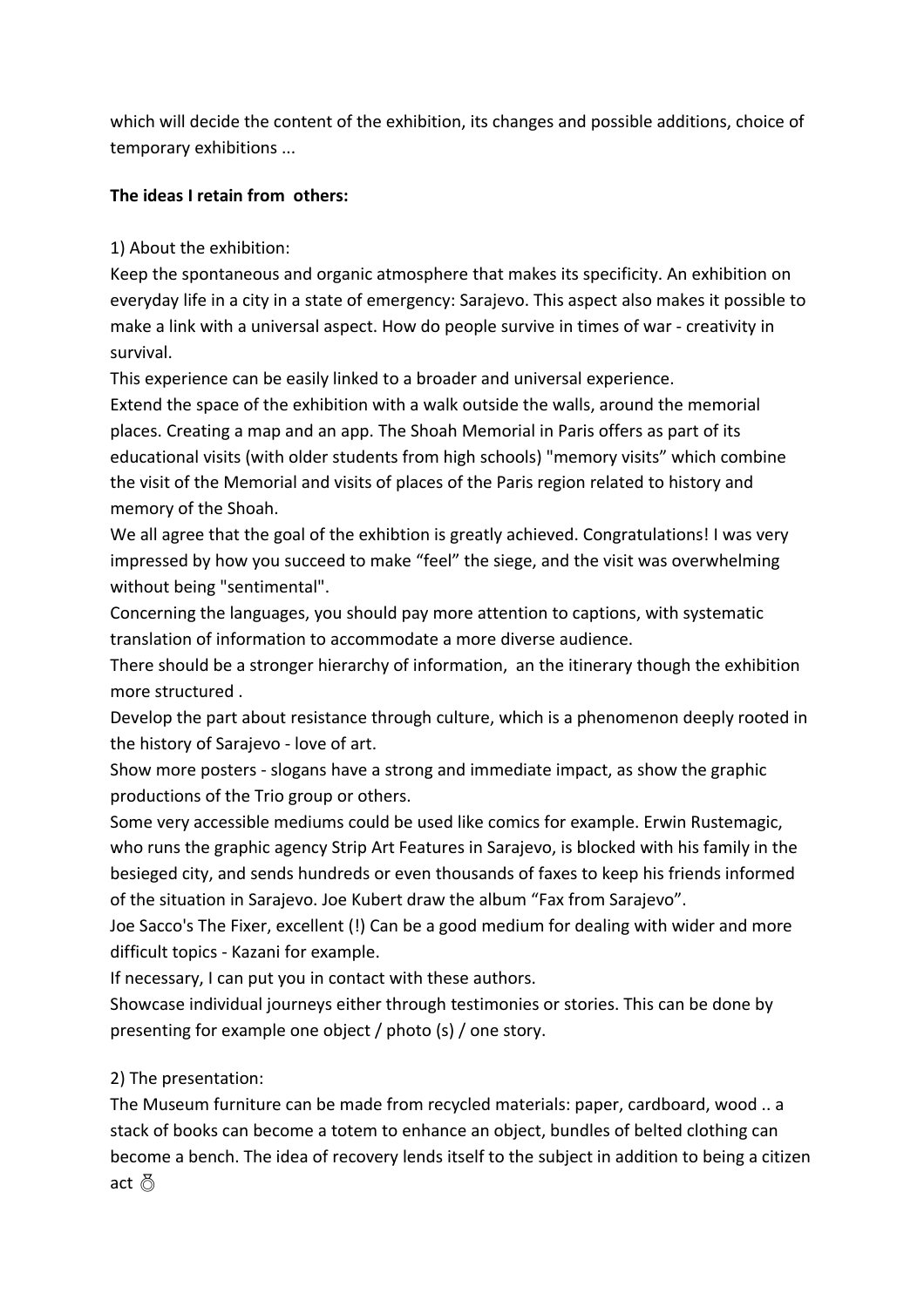which will decide the content of the exhibition, its changes and possible additions, choice of temporary exhibitions ...

**The ideas I retain from  others:**

1) About the exhibition:

Keep the spontaneous and organic atmosphere that makes its specificity. An exhibition on everyday life in a city in a state of emergency: Sarajevo. This aspect also makes it possible to make a link with a universal aspect. How do people survive in times of war - creativity in survival.

This experience can be easily linked to a broader and universal experience.

Extend the space of the exhibition with a walk outside the walls, around the memorial places. Creating a map and an app. The Shoah Memorial in Paris offers as part of its educational visits (with older students from high schools) "memory visits" which combine the visit of the Memorial and visits of places of the Paris region related to history and memory of the Shoah.

We all agree that the goal of the exhibtion is greatly achieved. Congratulations! I was very impressed by how you succeed to make "feel" the siege, and the visit was overwhelming without being "sentimental".

Concerning the languages, you should pay more attention to captions, with systematic translation of information to accommodate a more diverse audience.

There should be a stronger hierarchy of information,  an the itinerary though the exhibition more structured .

Develop the part about resistance through culture, which is a phenomenon deeply rooted in the history of Sarajevo - love of art.

Show more posters - slogans have a strong and immediate impact, as show the graphic productions of the Trio group or others.

Some very accessible mediums could be used like comics for example. Erwin Rustemagic, who runs the graphic agency Strip Art Features in Sarajevo, is blocked with his family in the besieged city, and sends hundreds or even thousands of faxes to keep his friends informed of the situation in Sarajevo. Joe Kubert draw the album "Fax from Sarajevo".

Joe Sacco's The Fixer, excellent (!) Can be a good medium for dealing with wider and more difficult topics - Kazani for example.

If necessary, I can put you in contact with these authors.

Showcase individual journeys either through testimonies or stories. This can be done by presenting for example one object / photo (s) / one story.

2) The presentation:

The Museum furniture can be made from recycled materials: paper, cardboard, wood .. a stack of books can become a totem to enhance an object, bundles of belted clothing can become a bench. The idea of recovery lends itself to the subject in addition to being a citizen act 😊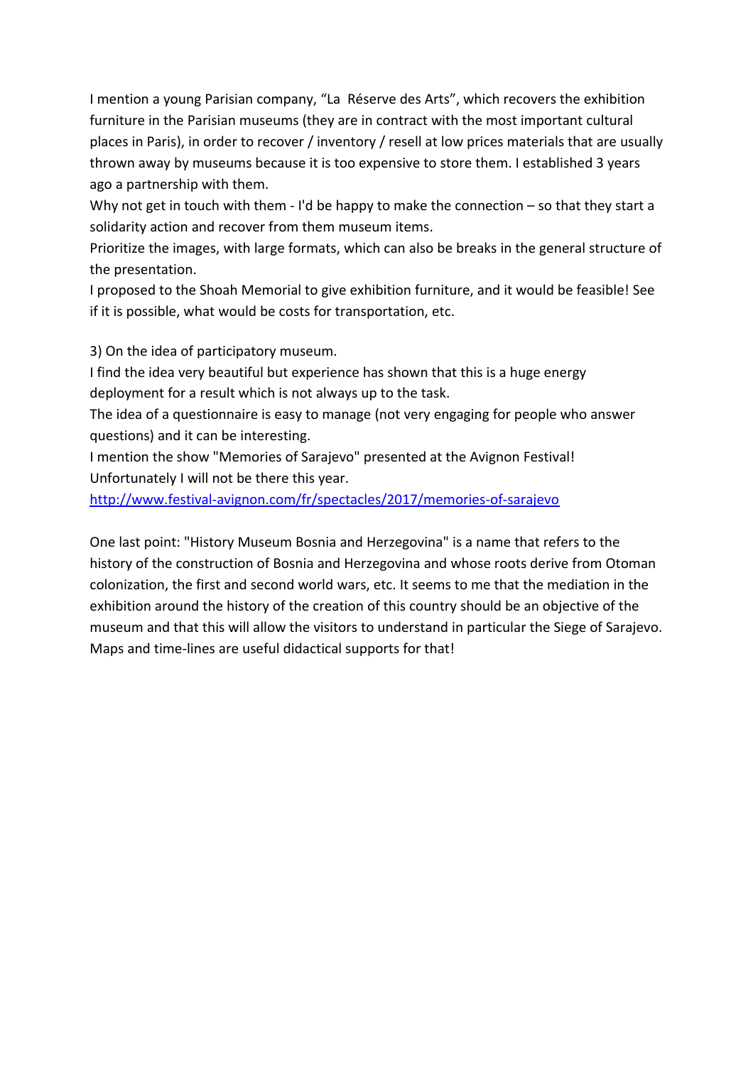I mention a young Parisian company, "La Réserve des Arts", which recovers the exhibition furniture in the Parisian museums (they are in contract with the most important cultural places in Paris), in order to recover / inventory / resell at low prices materials that are usually thrown away by museums because it is too expensive to store them. I established 3 years ago a partnership with them.

Why not get in touch with them - I'd be happy to make the connection – so that they start a solidarity action and recover from them museum items.

Prioritize the images, with large formats, which can also be breaks in the general structure of the presentation.

I proposed to the Shoah Memorial to give exhibition furniture, and it would be feasible! See if it is possible, what would be costs for transportation, etc.

3) On the idea of participatory museum.

I find the idea very beautiful but experience has shown that this is a huge energy deployment for a result which is not always up to the task.

The idea of a questionnaire is easy to manage (not very engaging for people who answer questions) and it can be interesting.

I mention the show "Memories of Sarajevo" presented at the Avignon Festival! Unfortunately I will not be there this year.

http://www.festival-avignon.com/fr/spectacles/2017/memories-of-sarajevo

One last point: "History Museum Bosnia and Herzegovina" is a name that refers to the history of the construction of Bosnia and Herzegovina and whose roots derive from Otoman colonization, the first and second world wars, etc. It seems to me that the mediation in the exhibition around the history of the creation of this country should be an objective of the museum and that this will allow the visitors to understand in particular the Siege of Sarajevo. Maps and time-lines are useful didactical supports for that!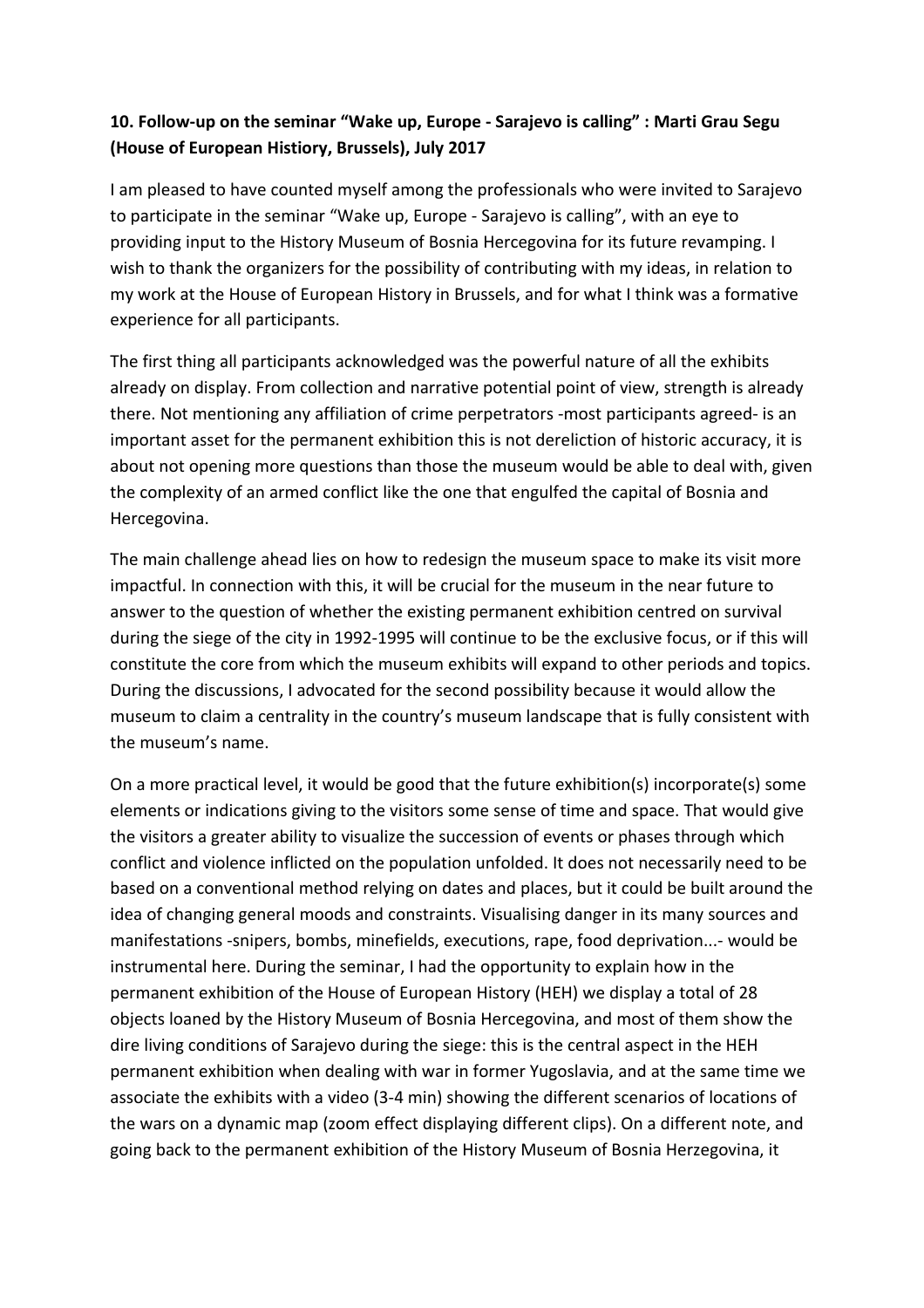**10. Follow-up on the seminar "Wake up, Europe - Sarajevo is calling" : Marti Grau Segu (House of European Histiory, Brussels), July 2017**

I am pleased to have counted myself among the professionals who were invited to Sarajevo to participate in the seminar "Wake up, Europe - Sarajevo is calling", with an eye to providing input to the History Museum of Bosnia Hercegovina for its future revamping. I wish to thank the organizers for the possibility of contributing with my ideas, in relation to my work at the House of European History in Brussels, and for what I think was a formative experience for all participants.

The first thing all participants acknowledged was the powerful nature of all the exhibits already on display. From collection and narrative potential point of view, strength is already there. Not mentioning any affiliation of crime perpetrators -most participants agreed- is an important asset for the permanent exhibition this is not dereliction of historic accuracy, it is about not opening more questions than those the museum would be able to deal with, given the complexity of an armed conflict like the one that engulfed the capital of Bosnia and Hercegovina.

The main challenge ahead lies on how to redesign the museum space to make its visit more impactful. In connection with this, it will be crucial for the museum in the near future to answer to the question of whether the existing permanent exhibition centred on survival during the siege of the city in 1992-1995 will continue to be the exclusive focus, or if this will constitute the core from which the museum exhibits will expand to other periods and topics. During the discussions, I advocated for the second possibility because it would allow the museum to claim a centrality in the country's museum landscape that is fully consistent with the museum's name.

On a more practical level, it would be good that the future exhibition(s) incorporate(s) some elements or indications giving to the visitors some sense of time and space. That would give the visitors a greater ability to visualize the succession of events or phases through which conflict and violence inflicted on the population unfolded. It does not necessarily need to be based on a conventional method relying on dates and places, but it could be built around the idea of changing general moods and constraints. Visualising danger in its many sources and manifestations -snipers, bombs, minefields, executions, rape, food deprivation...- would be instrumental here. During the seminar, I had the opportunity to explain how in the permanent exhibition of the House of European History (HEH) we display a total of 28 objects loaned by the History Museum of Bosnia Hercegovina, and most of them show the dire living conditions of Sarajevo during the siege: this is the central aspect in the HEH permanent exhibition when dealing with war in former Yugoslavia, and at the same time we associate the exhibits with a video (3-4 min) showing the different scenarios of locations of the wars on a dynamic map (zoom effect displaying different clips). On a different note, and going back to the permanent exhibition of the History Museum of Bosnia Herzegovina, it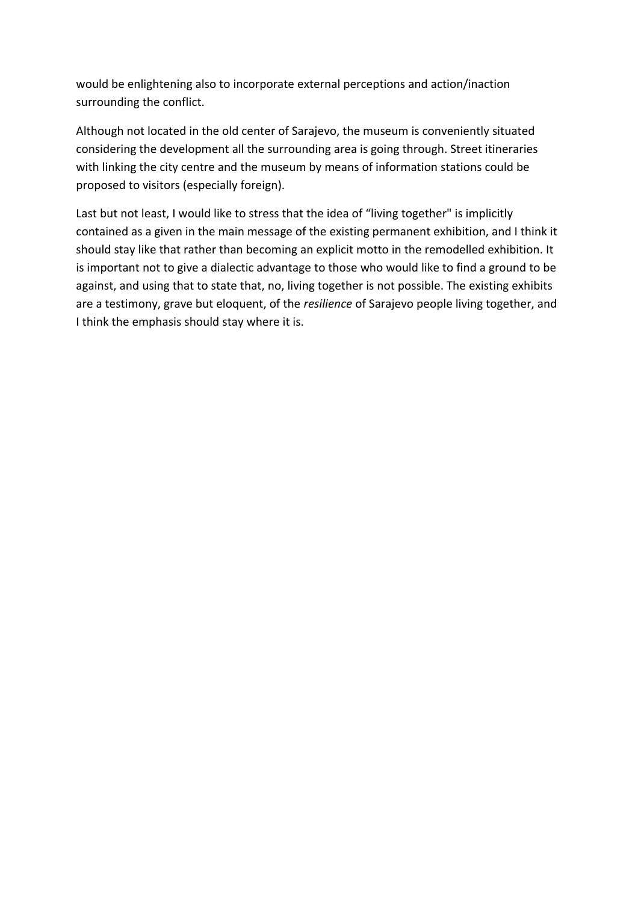would be enlightening also to incorporate external perceptions and action/inaction surrounding the conflict.

Although not located in the old center of Sarajevo, the museum is conveniently situated considering the development all the surrounding area is going through. Street itineraries with linking the city centre and the museum by means of information stations could be proposed to visitors (especially foreign).

Last but not least, I would like to stress that the idea of “living together" is implicitly contained as a given in the main message of the existing permanent exhibition, and I think it should stay like that rather than becoming an explicit motto in the remodelled exhibition. It is important not to give a dialectic advantage to those who would like to find a ground to be against, and using that to state that, no, living together is not possible. The existing exhibits are a testimony, grave but eloquent, of the *resilience* of Sarajevo people living together, and I think the emphasis should stay where it is.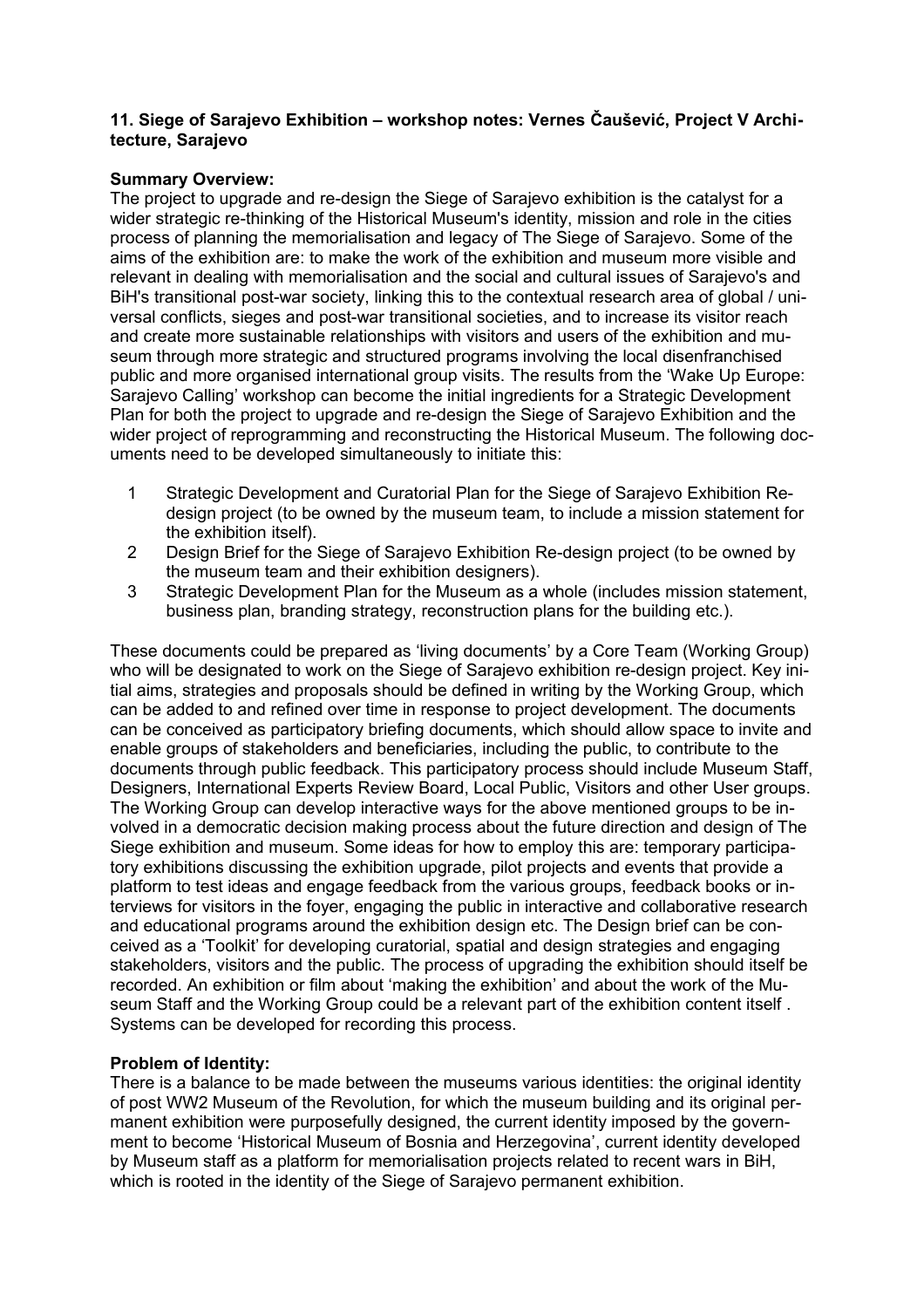### 11. Siege of Sarajevo Exhibition – workshop notes: Vernes Čaušević, Project V Architecture, Sarajevo

**Summary Overview:**

The project to upgrade and re-design the Siege of Sarajevo exhibition is the catalyst for a wider strategic re-thinking of the Historical Museum's identity, mission and role in the cities process of planning the memorialisation and legacy of The Siege of Sarajevo. Some of the aims of the exhibition are: to make the work of the exhibition and museum more visible and relevant in dealing with memorialisation and the social and cultural issues of Sarajevo's and BiH's transitional post-war society, linking this to the contextual research area of global / universal conflicts, sieges and post-war transitional societies, and to increase its visitor reach and create more sustainable relationships with visitors and users of the exhibition and museum through more strategic and structured programs involving the local disenfranchised public and more organised international group visits. The results from the 'Wake Up Europe: Sarajevo Calling' workshop can become the initial ingredients for a Strategic Development Plan for both the project to upgrade and re-design the Siege of Sarajevo Exhibition and the wider project of reprogramming and reconstructing the Historical Museum. The following documents need to be developed simultaneously to initiate this:

1. Strategic Development and Curatorial Plan for the Siege of Sarajevo Exhibition Re-design project (to be owned by the museum team, to include a mission statement for the exhibition itself).
2. Design Brief for the Siege of Sarajevo Exhibition Re-design project (to be owned by the museum team and their exhibition designers).
3. Strategic Development Plan for the Museum as a whole (includes mission statement, business plan, branding strategy, reconstruction plans for the building etc.).

These documents could be prepared as 'living documents' by a Core Team (Working Group) who will be designated to work on the Siege of Sarajevo exhibition re-design project. Key initial aims, strategies and proposals should be defined in writing by the Working Group, which can be added to and refined over time in response to project development. The documents can be conceived as participatory briefing documents, which should allow space to invite and enable groups of stakeholders and beneficiaries, including the public, to contribute to the documents through public feedback. This participatory process should include Museum Staff, Designers, International Experts Review Board, Local Public, Visitors and other User groups. The Working Group can develop interactive ways for the above mentioned groups to be involved in a democratic decision making process about the future direction and design of The Siege exhibition and museum. Some ideas for how to employ this are: temporary participatory exhibitions discussing the exhibition upgrade, pilot projects and events that provide a platform to test ideas and engage feedback from the various groups, feedback books or interviews for visitors in the foyer, engaging the public in interactive and collaborative research and educational programs around the exhibition design etc. The Design brief can be conceived as a 'Toolkit' for developing curatorial, spatial and design strategies and engaging stakeholders, visitors and the public. The process of upgrading the exhibition should itself be recorded. An exhibition or film about 'making the exhibition' and about the work of the Museum Staff and the Working Group could be a relevant part of the exhibition content itself . Systems can be developed for recording this process.

**Problem of Identity:**

There is a balance to be made between the museums various identities: the original identity of post WW2 Museum of the Revolution, for which the museum building and its original permanent exhibition were purposefully designed, the current identity imposed by the government to become 'Historical Museum of Bosnia and Herzegovina', current identity developed by Museum staff as a platform for memorialisation projects related to recent wars in BiH, which is rooted in the identity of the Siege of Sarajevo permanent exhibition.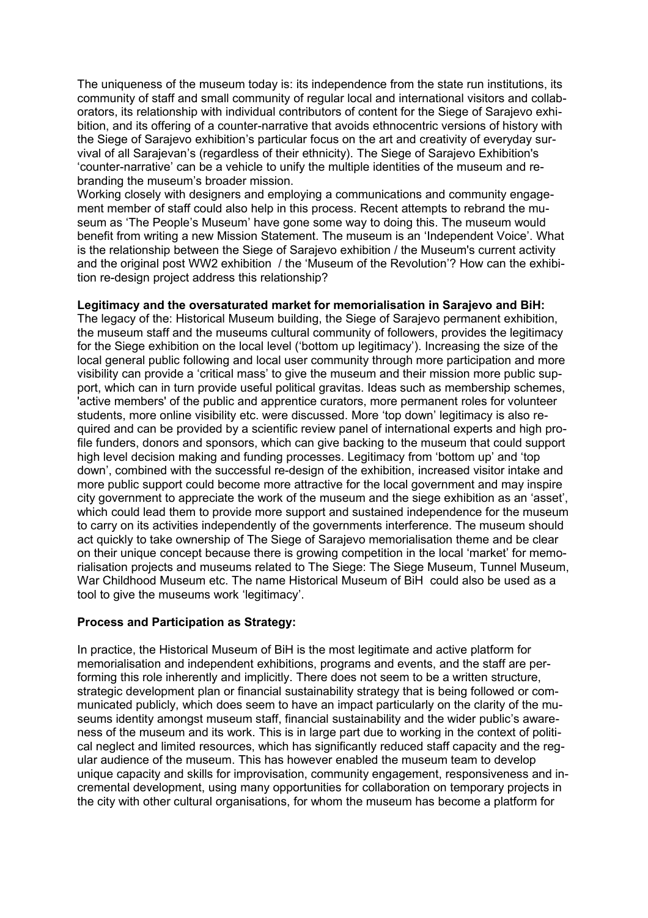The uniqueness of the museum today is: its independence from the state run institutions, its community of staff and small community of regular local and international visitors and collaborators, its relationship with individual contributors of content for the Siege of Sarajevo exhibition, and its offering of a counter-narrative that avoids ethnocentric versions of history with the Siege of Sarajevo exhibition's particular focus on the art and creativity of everyday survival of all Sarajevan's (regardless of their ethnicity). The Siege of Sarajevo Exhibition's 'counter-narrative' can be a vehicle to unify the multiple identities of the museum and rebranding the museum's broader mission.
Working closely with designers and employing a communications and community engagement member of staff could also help in this process. Recent attempts to rebrand the museum as 'The People's Museum' have gone some way to doing this. The museum would benefit from writing a new Mission Statement. The museum is an 'Independent Voice'. What is the relationship between the Siege of Sarajevo exhibition / the Museum's current activity and the original post WW2 exhibition / the 'Museum of the Revolution'? How can the exhibition re-design project address this relationship?

**Legitimacy and the oversaturated market for memorialisation in Sarajevo and BiH:**
The legacy of the: Historical Museum building, the Siege of Sarajevo permanent exhibition, the museum staff and the museums cultural community of followers, provides the legitimacy for the Siege exhibition on the local level ('bottom up legitimacy'). Increasing the size of the local general public following and local user community through more participation and more visibility can provide a 'critical mass' to give the museum and their mission more public support, which can in turn provide useful political gravitas. Ideas such as membership schemes, 'active members' of the public and apprentice curators, more permanent roles for volunteer students, more online visibility etc. were discussed. More 'top down' legitimacy is also required and can be provided by a scientific review panel of international experts and high profile funders, donors and sponsors, which can give backing to the museum that could support high level decision making and funding processes. Legitimacy from 'bottom up' and 'top down', combined with the successful re-design of the exhibition, increased visitor intake and more public support could become more attractive for the local government and may inspire city government to appreciate the work of the museum and the siege exhibition as an 'asset', which could lead them to provide more support and sustained independence for the museum to carry on its activities independently of the governments interference. The museum should act quickly to take ownership of The Siege of Sarajevo memorialisation theme and be clear on their unique concept because there is growing competition in the local 'market' for memorialisation projects and museums related to The Siege: The Siege Museum, Tunnel Museum, War Childhood Museum etc. The name Historical Museum of BiH could also be used as a tool to give the museums work 'legitimacy'.

**Process and Participation as Strategy:**

In practice, the Historical Museum of BiH is the most legitimate and active platform for memorialisation and independent exhibitions, programs and events, and the staff are performing this role inherently and implicitly. There does not seem to be a written structure, strategic development plan or financial sustainability strategy that is being followed or communicated publicly, which does seem to have an impact particularly on the clarity of the museums identity amongst museum staff, financial sustainability and the wider public's awareness of the museum and its work. This is in large part due to working in the context of political neglect and limited resources, which has significantly reduced staff capacity and the regular audience of the museum. This has however enabled the museum team to develop unique capacity and skills for improvisation, community engagement, responsiveness and incremental development, using many opportunities for collaboration on temporary projects in the city with other cultural organisations, for whom the museum has become a platform for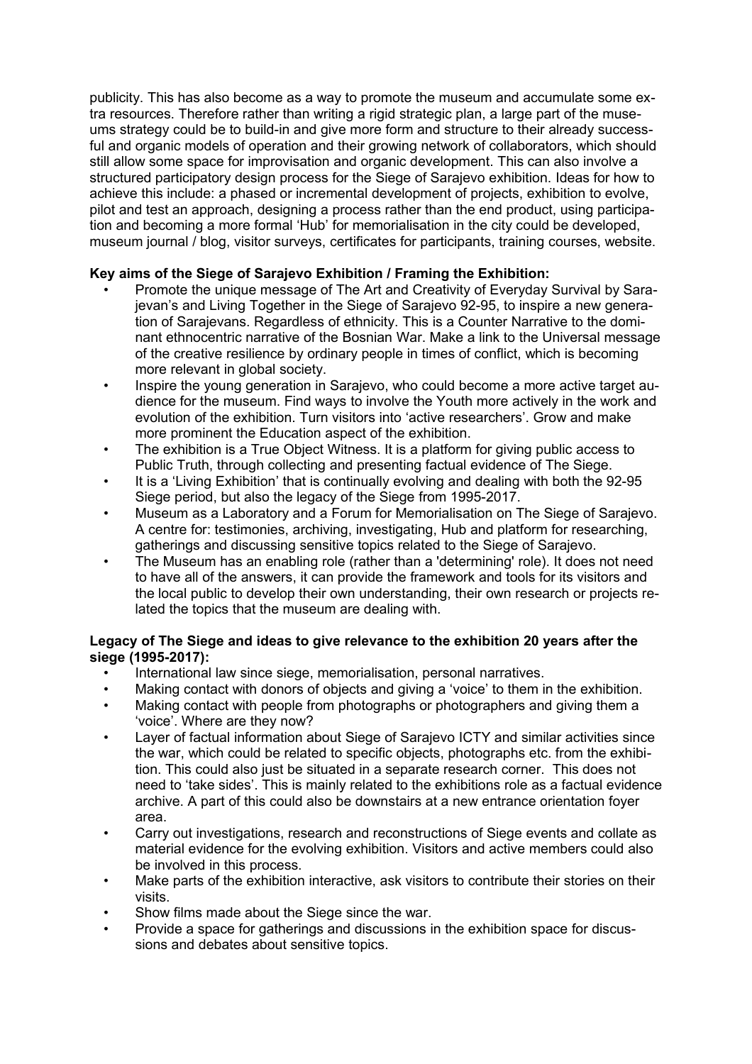publicity. This has also become as a way to promote the museum and accumulate some extra resources. Therefore rather than writing a rigid strategic plan, a large part of the museums strategy could be to build-in and give more form and structure to their already successful and organic models of operation and their growing network of collaborators, which should still allow some space for improvisation and organic development. This can also involve a structured participatory design process for the Siege of Sarajevo exhibition. Ideas for how to achieve this include: a phased or incremental development of projects, exhibition to evolve, pilot and test an approach, designing a process rather than the end product, using participation and becoming a more formal 'Hub' for memorialisation in the city could be developed, museum journal / blog, visitor surveys, certificates for participants, training courses, website.

**Key aims of the Siege of Sarajevo Exhibition / Framing the Exhibition:**

- Promote the unique message of The Art and Creativity of Everyday Survival by Sarajevan's and Living Together in the Siege of Sarajevo 92-95, to inspire a new generation of Sarajevans. Regardless of ethnicity. This is a Counter Narrative to the dominant ethnocentric narrative of the Bosnian War. Make a link to the Universal message of the creative resilience by ordinary people in times of conflict, which is becoming more relevant in global society.
- Inspire the young generation in Sarajevo, who could become a more active target audience for the museum. Find ways to involve the Youth more actively in the work and evolution of the exhibition. Turn visitors into 'active researchers'. Grow and make more prominent the Education aspect of the exhibition.
- The exhibition is a True Object Witness. It is a platform for giving public access to Public Truth, through collecting and presenting factual evidence of The Siege.
- It is a 'Living Exhibition' that is continually evolving and dealing with both the 92-95 Siege period, but also the legacy of the Siege from 1995-2017.
- Museum as a Laboratory and a Forum for Memorialisation on The Siege of Sarajevo. A centre for: testimonies, archiving, investigating, Hub and platform for researching, gatherings and discussing sensitive topics related to the Siege of Sarajevo.
- The Museum has an enabling role (rather than a 'determining' role). It does not need to have all of the answers, it can provide the framework and tools for its visitors and the local public to develop their own understanding, their own research or projects related the topics that the museum are dealing with.

**Legacy of The Siege and ideas to give relevance to the exhibition 20 years after the siege (1995-2017):**

- International law since siege, memorialisation, personal narratives.
- Making contact with donors of objects and giving a 'voice' to them in the exhibition.
- Making contact with people from photographs or photographers and giving them a 'voice'. Where are they now?
- Layer of factual information about Siege of Sarajevo ICTY and similar activities since the war, which could be related to specific objects, photographs etc. from the exhibition. This could also just be situated in a separate research corner. This does not need to 'take sides'. This is mainly related to the exhibitions role as a factual evidence archive. A part of this could also be downstairs at a new entrance orientation foyer area.
- Carry out investigations, research and reconstructions of Siege events and collate as material evidence for the evolving exhibition. Visitors and active members could also be involved in this process.
- Make parts of the exhibition interactive, ask visitors to contribute their stories on their visits.
- Show films made about the Siege since the war.
- Provide a space for gatherings and discussions in the exhibition space for discussions and debates about sensitive topics.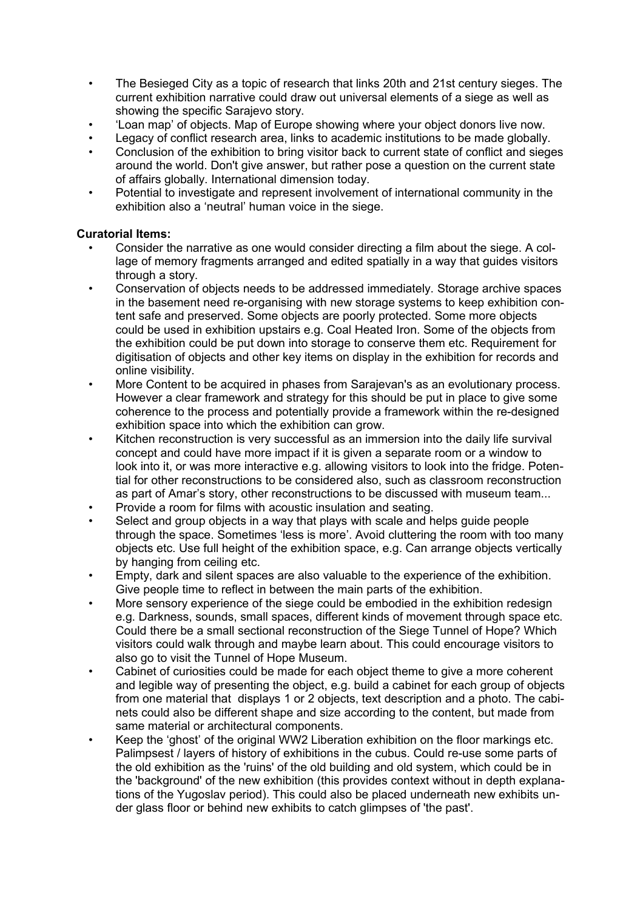- The Besieged City as a topic of research that links 20th and 21st century sieges. The current exhibition narrative could draw out universal elements of a siege as well as showing the specific Sarajevo story.
- 'Loan map' of objects. Map of Europe showing where your object donors live now.
- Legacy of conflict research area, links to academic institutions to be made globally.
- Conclusion of the exhibition to bring visitor back to current state of conflict and sieges around the world. Don't give answer, but rather pose a question on the current state of affairs globally. International dimension today.
- Potential to investigate and represent involvement of international community in the exhibition also a 'neutral' human voice in the siege.

**Curatorial Items:**

- Consider the narrative as one would consider directing a film about the siege. A collage of memory fragments arranged and edited spatially in a way that guides visitors through a story.
- Conservation of objects needs to be addressed immediately. Storage archive spaces in the basement need re-organising with new storage systems to keep exhibition content safe and preserved. Some objects are poorly protected. Some more objects could be used in exhibition upstairs e.g. Coal Heated Iron. Some of the objects from the exhibition could be put down into storage to conserve them etc. Requirement for digitisation of objects and other key items on display in the exhibition for records and online visibility.
- More Content to be acquired in phases from Sarajevan's as an evolutionary process. However a clear framework and strategy for this should be put in place to give some coherence to the process and potentially provide a framework within the re-designed exhibition space into which the exhibition can grow.
- Kitchen reconstruction is very successful as an immersion into the daily life survival concept and could have more impact if it is given a separate room or a window to look into it, or was more interactive e.g. allowing visitors to look into the fridge. Potential for other reconstructions to be considered also, such as classroom reconstruction as part of Amar's story, other reconstructions to be discussed with museum team...
- Provide a room for films with acoustic insulation and seating.
- Select and group objects in a way that plays with scale and helps guide people through the space. Sometimes 'less is more'. Avoid cluttering the room with too many objects etc. Use full height of the exhibition space, e.g. Can arrange objects vertically by hanging from ceiling etc.
- Empty, dark and silent spaces are also valuable to the experience of the exhibition. Give people time to reflect in between the main parts of the exhibition.
- More sensory experience of the siege could be embodied in the exhibition redesign e.g. Darkness, sounds, small spaces, different kinds of movement through space etc. Could there be a small sectional reconstruction of the Siege Tunnel of Hope? Which visitors could walk through and maybe learn about. This could encourage visitors to also go to visit the Tunnel of Hope Museum.
- Cabinet of curiosities could be made for each object theme to give a more coherent and legible way of presenting the object, e.g. build a cabinet for each group of objects from one material that displays 1 or 2 objects, text description and a photo. The cabinets could also be different shape and size according to the content, but made from same material or architectural components.
- Keep the 'ghost' of the original WW2 Liberation exhibition on the floor markings etc. Palimpsest / layers of history of exhibitions in the cubus. Could re-use some parts of the old exhibition as the 'ruins' of the old building and old system, which could be in the 'background' of the new exhibition (this provides context without in depth explanations of the Yugoslav period). This could also be placed underneath new exhibits under glass floor or behind new exhibits to catch glimpses of 'the past'.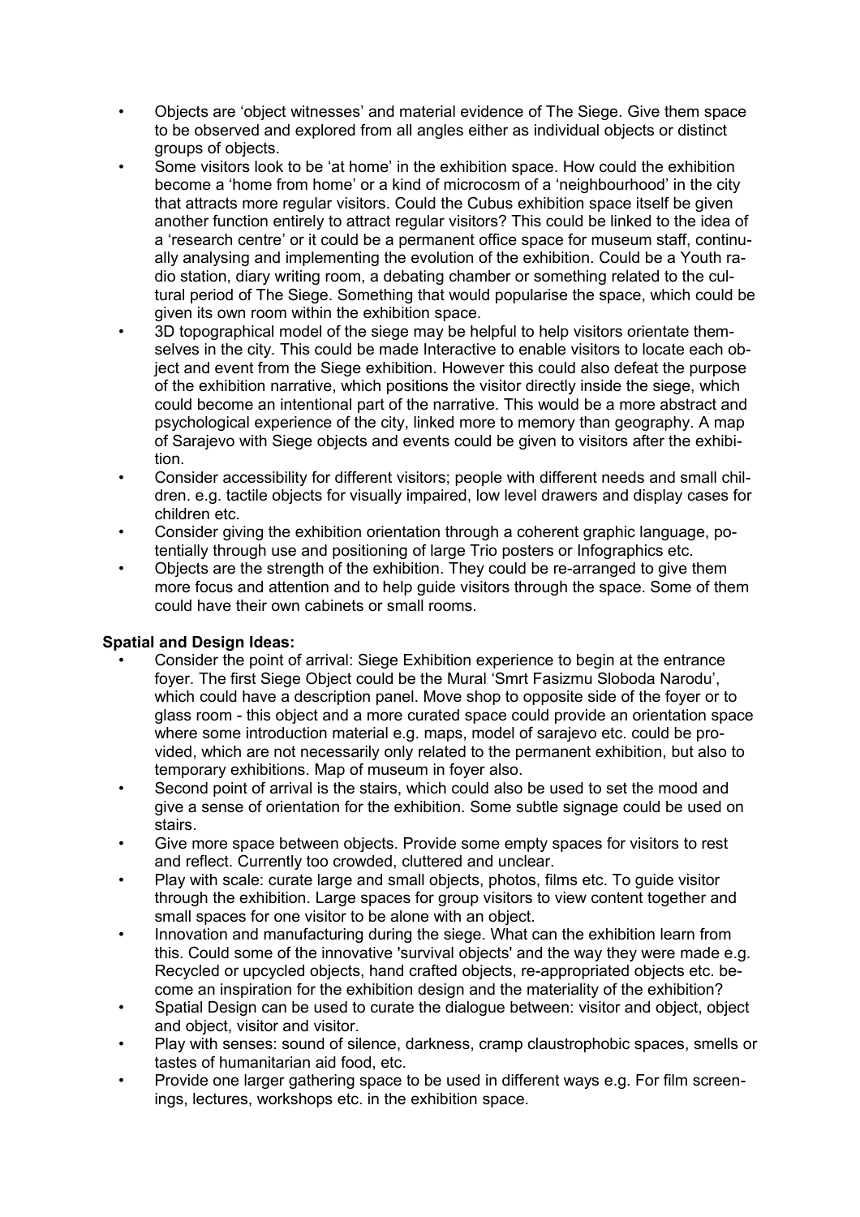- Objects are ‘object witnesses’ and material evidence of The Siege. Give them space to be observed and explored from all angles either as individual objects or distinct groups of objects.
- Some visitors look to be ‘at home’ in the exhibition space. How could the exhibition become a ‘home from home’ or a kind of microcosm of a ‘neighbourhood’ in the city that attracts more regular visitors. Could the Cubus exhibition space itself be given another function entirely to attract regular visitors? This could be linked to the idea of a ‘research centre’ or it could be a permanent office space for museum staff, continually analysing and implementing the evolution of the exhibition. Could be a Youth radio station, diary writing room, a debating chamber or something related to the cultural period of The Siege. Something that would popularise the space, which could be given its own room within the exhibition space.
- 3D topographical model of the siege may be helpful to help visitors orientate themselves in the city. This could be made Interactive to enable visitors to locate each object and event from the Siege exhibition. However this could also defeat the purpose of the exhibition narrative, which positions the visitor directly inside the siege, which could become an intentional part of the narrative. This would be a more abstract and psychological experience of the city, linked more to memory than geography. A map of Sarajevo with Siege objects and events could be given to visitors after the exhibition.
- Consider accessibility for different visitors; people with different needs and small children. e.g. tactile objects for visually impaired, low level drawers and display cases for children etc.
- Consider giving the exhibition orientation through a coherent graphic language, potentially through use and positioning of large Trio posters or Infographics etc.
- Objects are the strength of the exhibition. They could be re-arranged to give them more focus and attention and to help guide visitors through the space. Some of them could have their own cabinets or small rooms.

**Spatial and Design Ideas:**

- Consider the point of arrival: Siege Exhibition experience to begin at the entrance foyer. The first Siege Object could be the Mural ‘Smrt Fasizmu Sloboda Narodu’, which could have a description panel. Move shop to opposite side of the foyer or to glass room - this object and a more curated space could provide an orientation space where some introduction material e.g. maps, model of sarajevo etc. could be provided, which are not necessarily only related to the permanent exhibition, but also to temporary exhibitions. Map of museum in foyer also.
- Second point of arrival is the stairs, which could also be used to set the mood and give a sense of orientation for the exhibition. Some subtle signage could be used on stairs.
- Give more space between objects. Provide some empty spaces for visitors to rest and reflect. Currently too crowded, cluttered and unclear.
- Play with scale: curate large and small objects, photos, films etc. To guide visitor through the exhibition. Large spaces for group visitors to view content together and small spaces for one visitor to be alone with an object.
- Innovation and manufacturing during the siege. What can the exhibition learn from this. Could some of the innovative 'survival objects' and the way they were made e.g. Recycled or upcycled objects, hand crafted objects, re-appropriated objects etc. become an inspiration for the exhibition design and the materiality of the exhibition?
- Spatial Design can be used to curate the dialogue between: visitor and object, object and object, visitor and visitor.
- Play with senses: sound of silence, darkness, cramp claustrophobic spaces, smells or tastes of humanitarian aid food, etc.
- Provide one larger gathering space to be used in different ways e.g. For film screenings, lectures, workshops etc. in the exhibition space.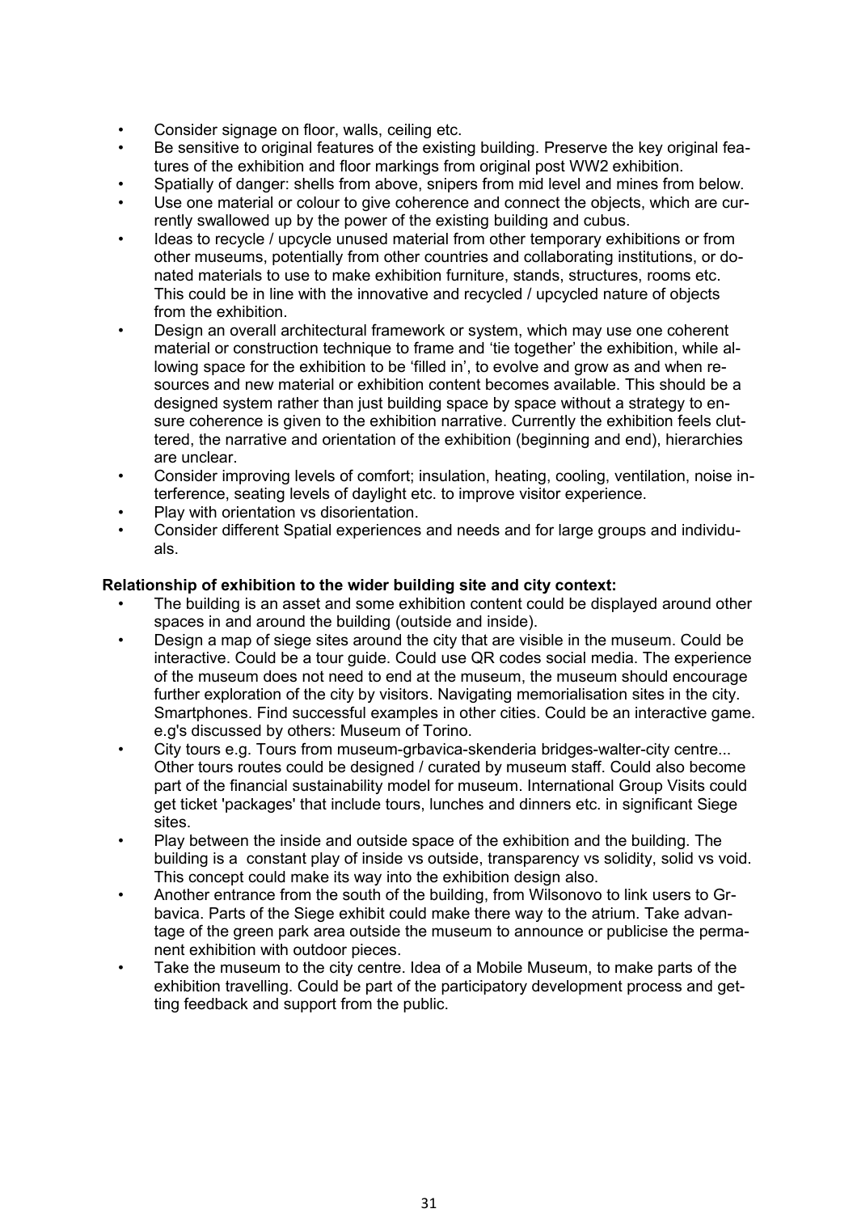- Consider signage on floor, walls, ceiling etc.
- Be sensitive to original features of the existing building. Preserve the key original features of the exhibition and floor markings from original post WW2 exhibition.
- Spatially of danger: shells from above, snipers from mid level and mines from below.
- Use one material or colour to give coherence and connect the objects, which are currently swallowed up by the power of the existing building and cubus.
- Ideas to recycle / upcycle unused material from other temporary exhibitions or from other museums, potentially from other countries and collaborating institutions, or donated materials to use to make exhibition furniture, stands, structures, rooms etc. This could be in line with the innovative and recycled / upcycled nature of objects from the exhibition.
- Design an overall architectural framework or system, which may use one coherent material or construction technique to frame and 'tie together' the exhibition, while allowing space for the exhibition to be 'filled in', to evolve and grow as and when resources and new material or exhibition content becomes available. This should be a designed system rather than just building space by space without a strategy to ensure coherence is given to the exhibition narrative. Currently the exhibition feels cluttered, the narrative and orientation of the exhibition (beginning and end), hierarchies are unclear.
- Consider improving levels of comfort; insulation, heating, cooling, ventilation, noise interference, seating levels of daylight etc. to improve visitor experience.
- Play with orientation vs disorientation.
- Consider different Spatial experiences and needs and for large groups and individuals.

**Relationship of exhibition to the wider building site and city context:**

- The building is an asset and some exhibition content could be displayed around other spaces in and around the building (outside and inside).
- Design a map of siege sites around the city that are visible in the museum. Could be interactive. Could be a tour guide. Could use QR codes social media. The experience of the museum does not need to end at the museum, the museum should encourage further exploration of the city by visitors. Navigating memorialisation sites in the city. Smartphones. Find successful examples in other cities. Could be an interactive game. e.g's discussed by others: Museum of Torino.
- City tours e.g. Tours from museum-grbavica-skenderia bridges-walter-city centre... Other tours routes could be designed / curated by museum staff. Could also become part of the financial sustainability model for museum. International Group Visits could get ticket 'packages' that include tours, lunches and dinners etc. in significant Siege sites.
- Play between the inside and outside space of the exhibition and the building. The building is a constant play of inside vs outside, transparency vs solidity, solid vs void. This concept could make its way into the exhibition design also.
- Another entrance from the south of the building, from Wilsonovo to link users to Grbavica. Parts of the Siege exhibit could make there way to the atrium. Take advantage of the green park area outside the museum to announce or publicise the permanent exhibition with outdoor pieces.
- Take the museum to the city centre. Idea of a Mobile Museum, to make parts of the exhibition travelling. Could be part of the participatory development process and getting feedback and support from the public.